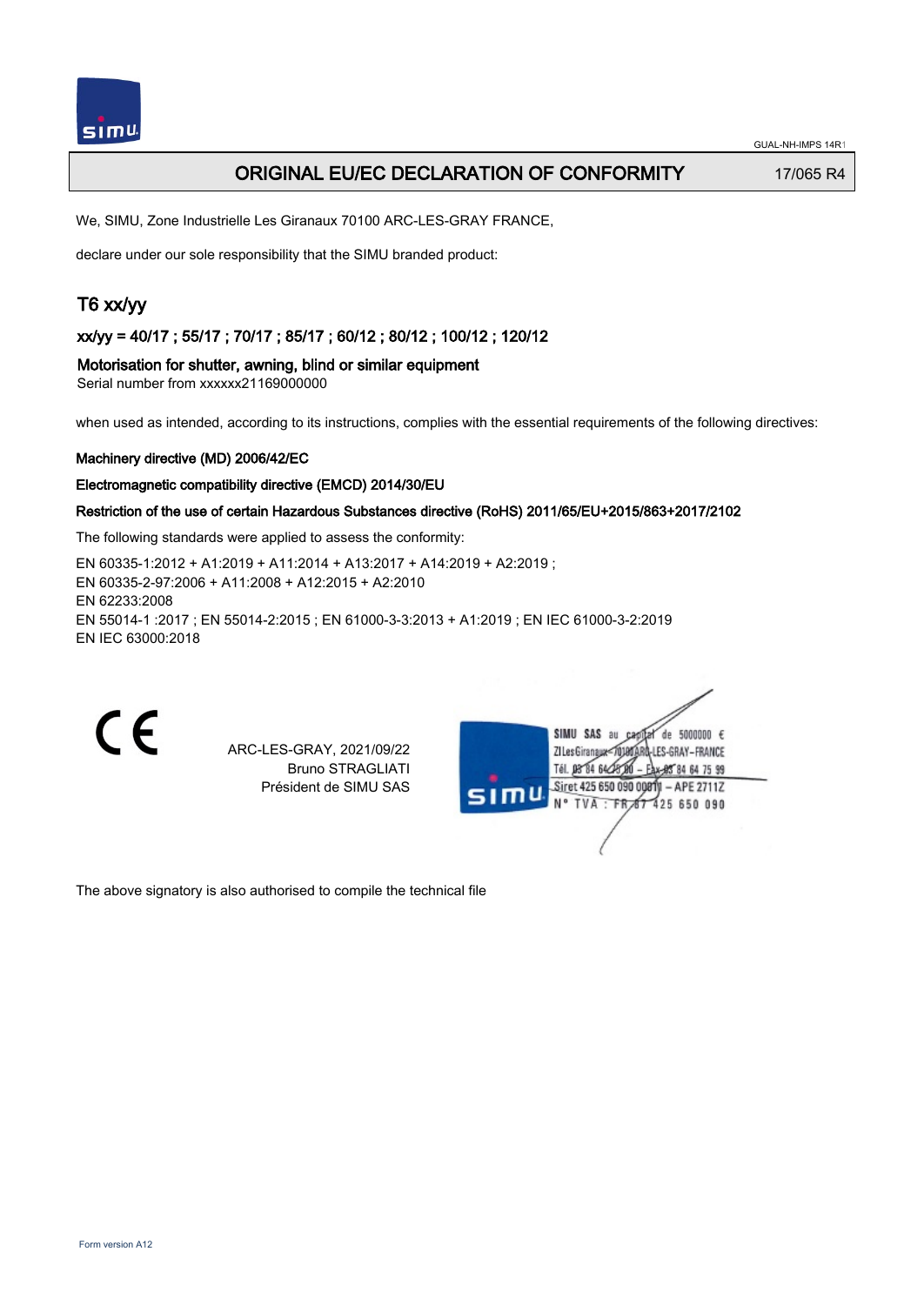GUAL-NH-IMPS 14R1

# ORIGINAL EU/EC DECLARATION OF CONFORMITY

17/065 R4

We, SIMU, Zone Industrielle Les Giranaux 70100 ARC-LES-GRAY FRANCE,

declare under our sole responsibility that the SIMU branded product:

## T6 xx/yy

### xx/yy = 40/17 ; 55/17 ; 70/17 ; 85/17 ; 60/12 ; 80/12 ; 100/12 ; 120/12

**Motorisation for shutter, awning, blind or similar equipment**

Serial number from xxxxxx21169000000

when used as intended, according to its instructions, complies with the essential requirements of the following directives:

**Machinery directive (MD) 2006/42/EC**

**Electromagnetic compatibility directive (EMCD) 2014/30/EU**

**Restriction of the use of certain Hazardous Substances directive (RoHS) 2011/65/EU+2015/863+2017/2102**

The following standards were applied to assess the conformity:

EN 60335-1:2012 + A1:2019 + A11:2014 + A13:2017 + A14:2019 + A2:2019 ;
EN 60335-2-97:2006 + A11:2008 + A12:2015 + A2:2010
EN 62233:2008
EN 55014-1 :2017 ; EN 55014-2:2015 ; EN 61000-3-3:2013 + A1:2019 ; EN IEC 61000-3-2:2019
EN IEC 63000:2018

CE

ARC-LES-GRAY, 2021/09/22
Bruno STRAGLIATI
Président de SIMU SAS

SIMU SAS au capital de 5000000 €
ZI Les Giranaux 70100 ARC-LES-GRAY-FRANCE
Tél. 03 84 64 75 00 – Fax 03 84 64 75 99
Siret 425 650 090 00011 – APE 2711Z
N° TVA : FR 87 425 650 090

The above signatory is also authorised to compile the technical file

Form version A12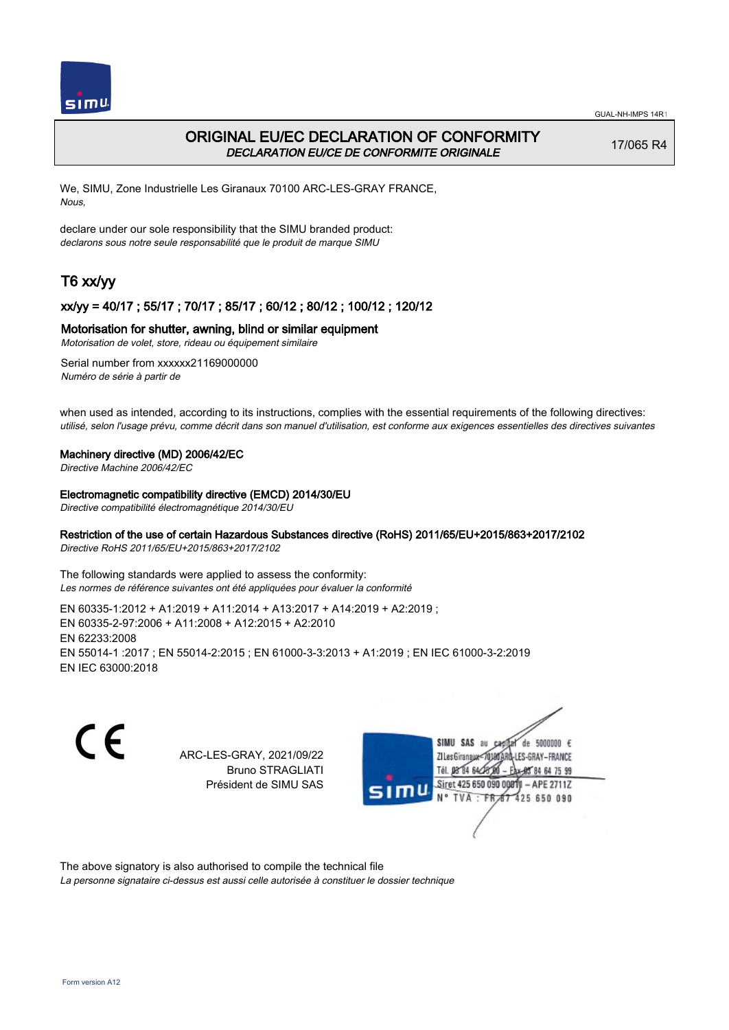# ORIGINAL EU/EC DECLARATION OF CONFORMITY

*DECLARATION EU/CE DE CONFORMITE ORIGINALE*

17/065 R4

We, SIMU, Zone Industrielle Les Giranaux 70100 ARC-LES-GRAY FRANCE,
*Nous,*

declare under our sole responsibility that the SIMU branded product:
*declarons sous notre seule responsabilité que le produit de marque SIMU*

## T6 xx/yy

### xx/yy = 40/17 ; 55/17 ; 70/17 ; 85/17 ; 60/12 ; 80/12 ; 100/12 ; 120/12

### Motorisation for shutter, awning, blind or similar equipment

*Motorisation de volet, store, rideau ou équipement similaire*

Serial number from xxxxxx21169000000
*Numéro de série à partir de*

when used as intended, according to its instructions, complies with the essential requirements of the following directives:
*utilisé, selon l'usage prévu, comme décrit dans son manuel d'utilisation, est conforme aux exigences essentielles des directives suivantes*

**Machinery directive (MD) 2006/42/EC**
*Directive Machine 2006/42/EC*

**Electromagnetic compatibility directive (EMCD) 2014/30/EU**
*Directive compatibilité électromagnétique 2014/30/EU*

**Restriction of the use of certain Hazardous Substances directive (RoHS) 2011/65/EU+2015/863+2017/2102**
*Directive RoHS 2011/65/EU+2015/863+2017/2102*

The following standards were applied to assess the conformity:
*Les normes de référence suivantes ont été appliquées pour évaluer la conformité*

EN 60335-1:2012 + A1:2019 + A11:2014 + A13:2017 + A14:2019 + A2:2019 ;
EN 60335-2-97:2006 + A11:2008 + A12:2015 + A2:2010
EN 62233:2008
EN 55014-1 :2017 ; EN 55014-2:2015 ; EN 61000-3-3:2013 + A1:2019 ; EN IEC 61000-3-2:2019
EN IEC 63000:2018

ARC-LES-GRAY, 2021/09/22
Bruno STRAGLIATI
Président de SIMU SAS

SIMU SAS au capital de 5000000 €
ZI Les Giranaux 70100 ARC-LES-GRAY-FRANCE
Tél. 03 84 64 75 00 – Fax 03 84 64 75 99
Siret 425 650 090 00011 – APE 2711Z
N° TVA : FR 87 425 650 090

The above signatory is also authorised to compile the technical file
*La personne signataire ci-dessus est aussi celle autorisée à constituer le dossier technique*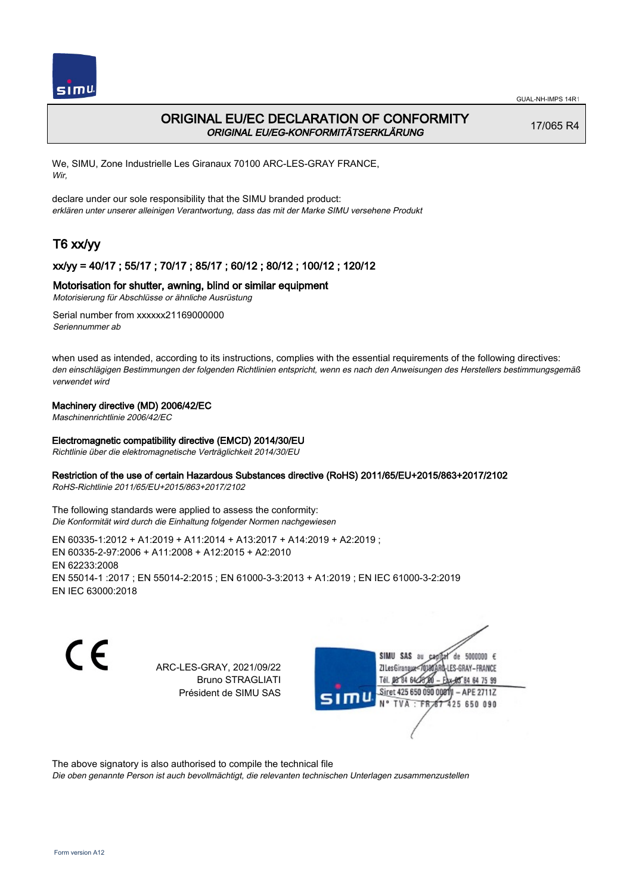# ORIGINAL EU/EC DECLARATION OF CONFORMITY
*ORIGINAL EU/EG-KONFORMITÄTSERKLÄRUNG*

17/065 R4

We, SIMU, Zone Industrielle Les Giranaux 70100 ARC-LES-GRAY FRANCE,
*Wir,*

declare under our sole responsibility that the SIMU branded product:
*erklären unter unserer alleinigen Verantwortung, dass das mit der Marke SIMU versehene Produkt*

## T6 xx/yy

### xx/yy = 40/17 ; 55/17 ; 70/17 ; 85/17 ; 60/12 ; 80/12 ; 100/12 ; 120/12

### Motorisation for shutter, awning, blind or similar equipment
*Motorisierung für Abschlüsse or ähnliche Ausrüstung*

Serial number from xxxxxx21169000000
*Seriennummer ab*

when used as intended, according to its instructions, complies with the essential requirements of the following directives:
*den einschlägigen Bestimmungen der folgenden Richtlinien entspricht, wenn es nach den Anweisungen des Herstellers bestimmungsgemäß verwendet wird*

**Machinery directive (MD) 2006/42/EC**
*Maschinenrichtlinie 2006/42/EC*

**Electromagnetic compatibility directive (EMCD) 2014/30/EU**
*Richtlinie über die elektromagnetische Verträglichkeit 2014/30/EU*

**Restriction of the use of certain Hazardous Substances directive (RoHS) 2011/65/EU+2015/863+2017/2102**
*RoHS-Richtlinie 2011/65/EU+2015/863+2017/2102*

The following standards were applied to assess the conformity:
*Die Konformität wird durch die Einhaltung folgender Normen nachgewiesen*

EN 60335-1:2012 + A1:2019 + A11:2014 + A13:2017 + A14:2019 + A2:2019 ;
EN 60335-2-97:2006 + A11:2008 + A12:2015 + A2:2010
EN 62233:2008
EN 55014-1 :2017 ; EN 55014-2:2015 ; EN 61000-3-3:2013 + A1:2019 ; EN IEC 61000-3-2:2019
EN IEC 63000:2018

ARC-LES-GRAY, 2021/09/22
Bruno STRAGLIATI
Président de SIMU SAS

SIMU SAS au capital de 5000000 €
ZI Les Giranaux 70100 ARC-LES-GRAY – FRANCE
Tél. 03 84 64 75 00 – Fax 03 84 64 75 99
Siret 425 650 090 00011 – APE 2711Z
N° TVA : FR 67 425 650 090

The above signatory is also authorised to compile the technical file
*Die oben genannte Person ist auch bevollmächtigt, die relevanten technischen Unterlagen zusammenzustellen*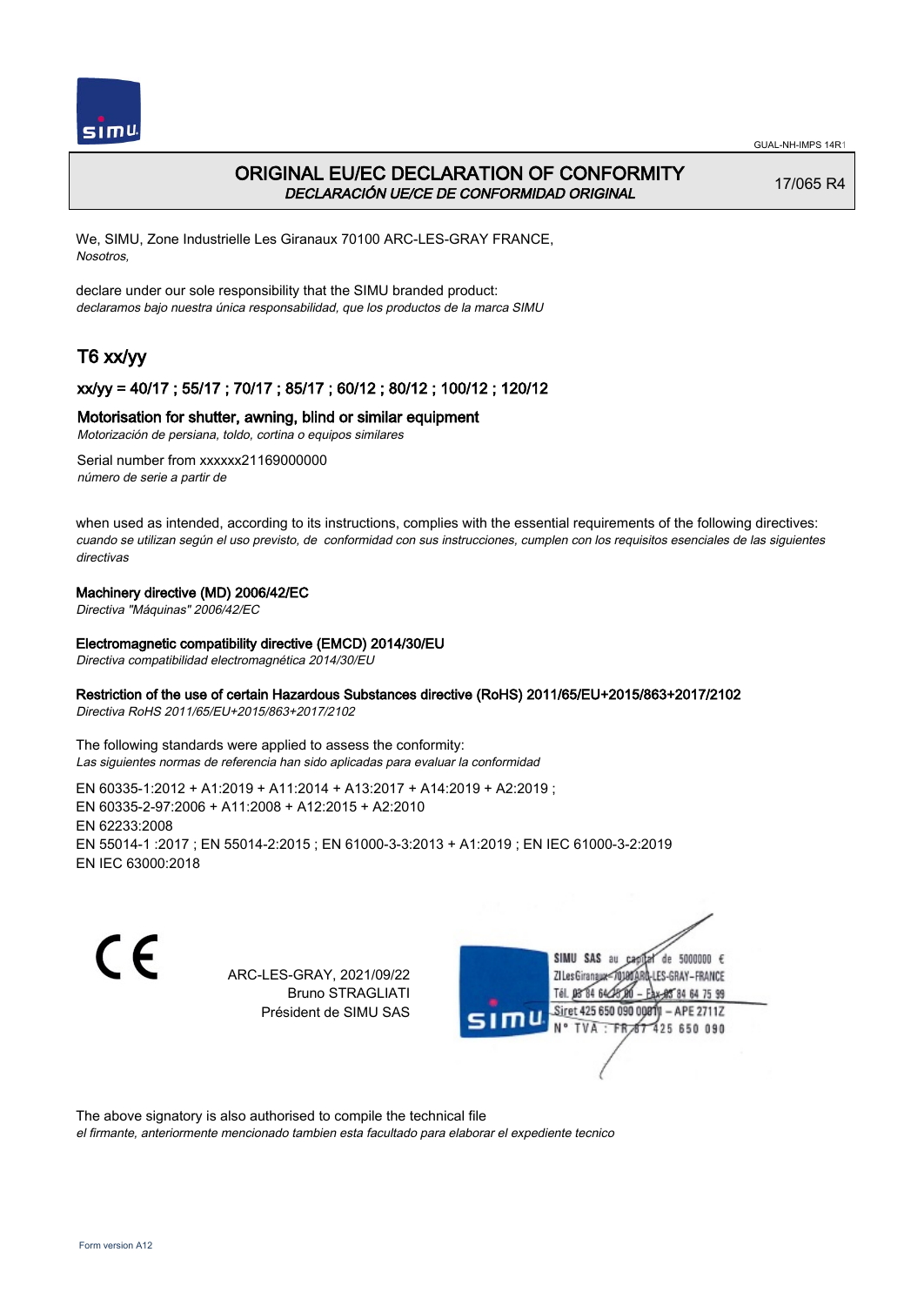GUAL-NH-IMPS 14R1

# ORIGINAL EU/EC DECLARATION OF CONFORMITY
*DECLARACIÓN UE/CE DE CONFORMIDAD ORIGINAL*

17/065 R4

We, SIMU, Zone Industrielle Les Giranaux 70100 ARC-LES-GRAY FRANCE,
*Nosotros,*

declare under our sole responsibility that the SIMU branded product:
*declaramos bajo nuestra única responsabilidad, que los productos de la marca SIMU*

## T6 xx/yy

### xx/yy = 40/17 ; 55/17 ; 70/17 ; 85/17 ; 60/12 ; 80/12 ; 100/12 ; 120/12

**Motorisation for shutter, awning, blind or similar equipment**
*Motorización de persiana, toldo, cortina o equipos similares*

Serial number from xxxxxx21169000000
*número de serie a partir de*

when used as intended, according to its instructions, complies with the essential requirements of the following directives:
*cuando se utilizan según el uso previsto, de conformidad con sus instrucciones, cumplen con los requisitos esenciales de las siguientes directivas*

**Machinery directive (MD) 2006/42/EC**
*Directiva "Máquinas" 2006/42/EC*

**Electromagnetic compatibility directive (EMCD) 2014/30/EU**
*Directiva compatibilidad electromagnética 2014/30/EU*

**Restriction of the use of certain Hazardous Substances directive (RoHS) 2011/65/EU+2015/863+2017/2102**
*Directiva RoHS 2011/65/EU+2015/863+2017/2102*

The following standards were applied to assess the conformity:
*Las siguientes normas de referencia han sido aplicadas para evaluar la conformidad*

EN 60335-1:2012 + A1:2019 + A11:2014 + A13:2017 + A14:2019 + A2:2019 ;
EN 60335-2-97:2006 + A11:2008 + A12:2015 + A2:2010
EN 62233:2008
EN 55014-1 :2017 ; EN 55014-2:2015 ; EN 61000-3-3:2013 + A1:2019 ; EN IEC 61000-3-2:2019
EN IEC 63000:2018

CE

ARC-LES-GRAY, 2021/09/22
Bruno STRAGLIATI
Président de SIMU SAS

SIMU SAS au capital de 5000000 €
ZI Les Giranaux 70100 ARC-LES-GRAY-FRANCE
Tél. 03 84 64 75 00 – Fax 03 84 64 75 99
Siret 425 650 090 00011 – APE 2711Z
N° TVA : FR 67 425 650 090

The above signatory is also authorised to compile the technical file
*el firmante, anteriormente mencionado tambien esta facultado para elaborar el expediente tecnico*

Form version A12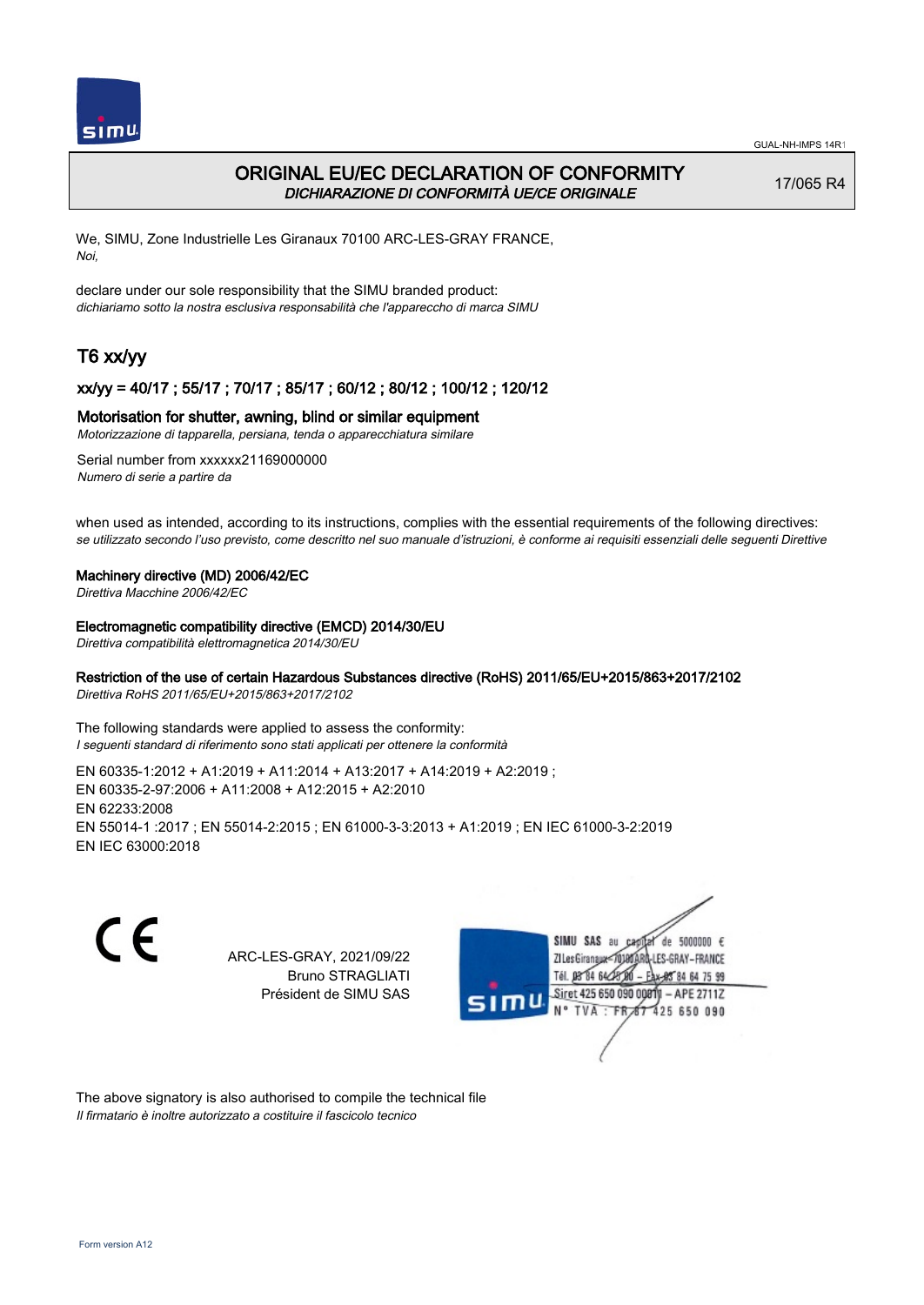# ORIGINAL EU/EC DECLARATION OF CONFORMITY

*DICHIARAZIONE DI CONFORMITÀ UE/CE ORIGINALE*

17/065 R4

We, SIMU, Zone Industrielle Les Giranaux 70100 ARC-LES-GRAY FRANCE,
*Noi,*

declare under our sole responsibility that the SIMU branded product:
*dichiariamo sotto la nostra esclusiva responsabilità che l'apparecchio di marca SIMU*

## T6 xx/yy

### xx/yy = 40/17 ; 55/17 ; 70/17 ; 85/17 ; 60/12 ; 80/12 ; 100/12 ; 120/12

Motorisation for shutter, awning, blind or similar equipment
*Motorizzazione di tapparella, persiana, tenda o apparecchiatura similare*

Serial number from xxxxxx21169000000
*Numero di serie a partire da*

when used as intended, according to its instructions, complies with the essential requirements of the following directives:
*se utilizzato secondo l'uso previsto, come descritto nel suo manuale d'istruzioni, è conforme ai requisiti essenziali delle seguenti Direttive*

**Machinery directive (MD) 2006/42/EC**
*Direttiva Macchine 2006/42/EC*

**Electromagnetic compatibility directive (EMCD) 2014/30/EU**
*Direttiva compatibilità elettromagnetica 2014/30/EU*

**Restriction of the use of certain Hazardous Substances directive (RoHS) 2011/65/EU+2015/863+2017/2102**
*Direttiva RoHS 2011/65/EU+2015/863+2017/2102*

The following standards were applied to assess the conformity:
*I seguenti standard di riferimento sono stati applicati per ottenere la conformità*

EN 60335-1:2012 + A1:2019 + A11:2014 + A13:2017 + A14:2019 + A2:2019 ;
EN 60335-2-97:2006 + A11:2008 + A12:2015 + A2:2010
EN 62233:2008
EN 55014-1 :2017 ; EN 55014-2:2015 ; EN 61000-3-3:2013 + A1:2019 ; EN IEC 61000-3-2:2019
EN IEC 63000:2018

ARC-LES-GRAY, 2021/09/22
Bruno STRAGLIATI
Président de SIMU SAS

SIMU SAS au capital de 5000000 €
ZI Les Giranaux 70100 ARC-LES-GRAY-FRANCE
Tél. 03 84 64 75 00 – Fax 03 84 64 75 99
Siret 425 650 090 00011 – APE 2711Z
N° TVA : FR 67 425 650 090

The above signatory is also authorised to compile the technical file
*Il firmatario è inoltre autorizzato a costituire il fascicolo tecnico*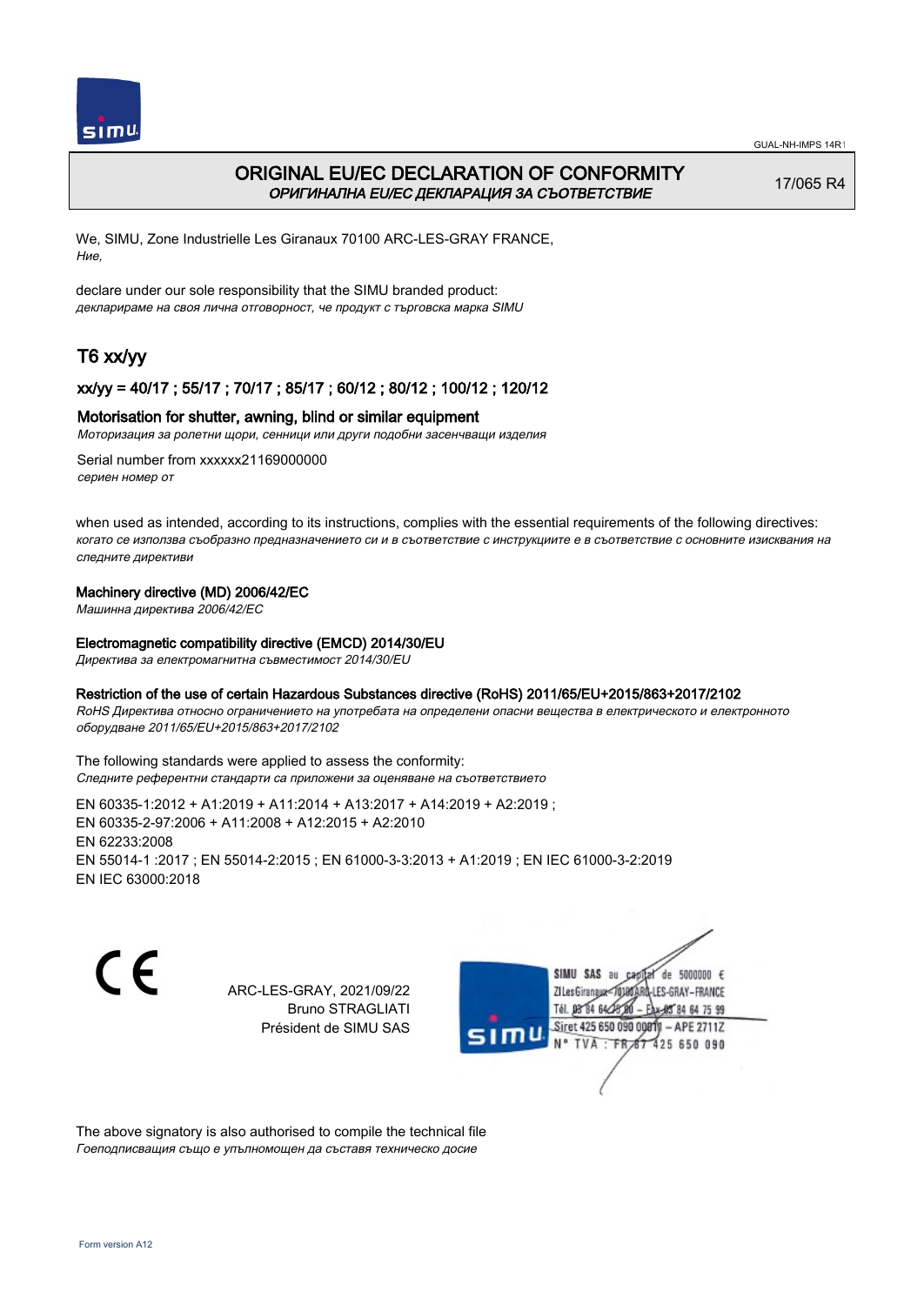# ORIGINAL EU/EC DECLARATION OF CONFORMITY
*ОРИГИНАЛНА EU/EC ДЕКЛАРАЦИЯ ЗА СЪОТВЕТСТВИЕ*

17/065 R4

We, SIMU, Zone Industrielle Les Giranaux 70100 ARC-LES-GRAY FRANCE,
*Ние,*

declare under our sole responsibility that the SIMU branded product:
*декларираме на своя лична отговорност, че продукт с търговска марка SIMU*

## T6 xx/yy

### xx/yy = 40/17 ; 55/17 ; 70/17 ; 85/17 ; 60/12 ; 80/12 ; 100/12 ; 120/12

### Motorisation for shutter, awning, blind or similar equipment
*Моторизация за ролетни щори, сенници или други подобни засенчващи изделия*

Serial number from xxxxxx21169000000
*сериен номер от*

when used as intended, according to its instructions, complies with the essential requirements of the following directives:
*когато се използва съобразно предназначението си и в съответствие с инструкциите е в съответствие с основните изисквания на следните директиви*

**Machinery directive (MD) 2006/42/EC**
*Машинна директива 2006/42/EC*

**Electromagnetic compatibility directive (EMCD) 2014/30/EU**
*Директива за електромагнитна съвместимост 2014/30/EU*

**Restriction of the use of certain Hazardous Substances directive (RoHS) 2011/65/EU+2015/863+2017/2102**
*RoHS Директива относно ограничението на употребата на определени опасни вещества в електрическото и електронното оборудване 2011/65/EU+2015/863+2017/2102*

The following standards were applied to assess the conformity:
*Следните референтни стандарти са приложени за оценяване на съответствието*

EN 60335-1:2012 + A1:2019 + A11:2014 + A13:2017 + A14:2019 + A2:2019 ;
EN 60335-2-97:2006 + A11:2008 + A12:2015 + A2:2010
EN 62233:2008
EN 55014-1 :2017 ; EN 55014-2:2015 ; EN 61000-3-3:2013 + A1:2019 ; EN IEC 61000-3-2:2019
EN IEC 63000:2018

ARC-LES-GRAY, 2021/09/22
Bruno STRAGLIATI
Président de SIMU SAS

SIMU SAS au capital de 5000000 €
ZI Les Giranaux 70100 ARC-LES-GRAY-FRANCE
Tél. 03 84 64 78 00 – Fax 03 84 64 75 99
Siret 425 650 090 00011 – APE 2711Z
N° TVA : FR 87 425 650 090

The above signatory is also authorised to compile the technical file
*Гоеподписващия също е упълномощен да съставя техническо досие*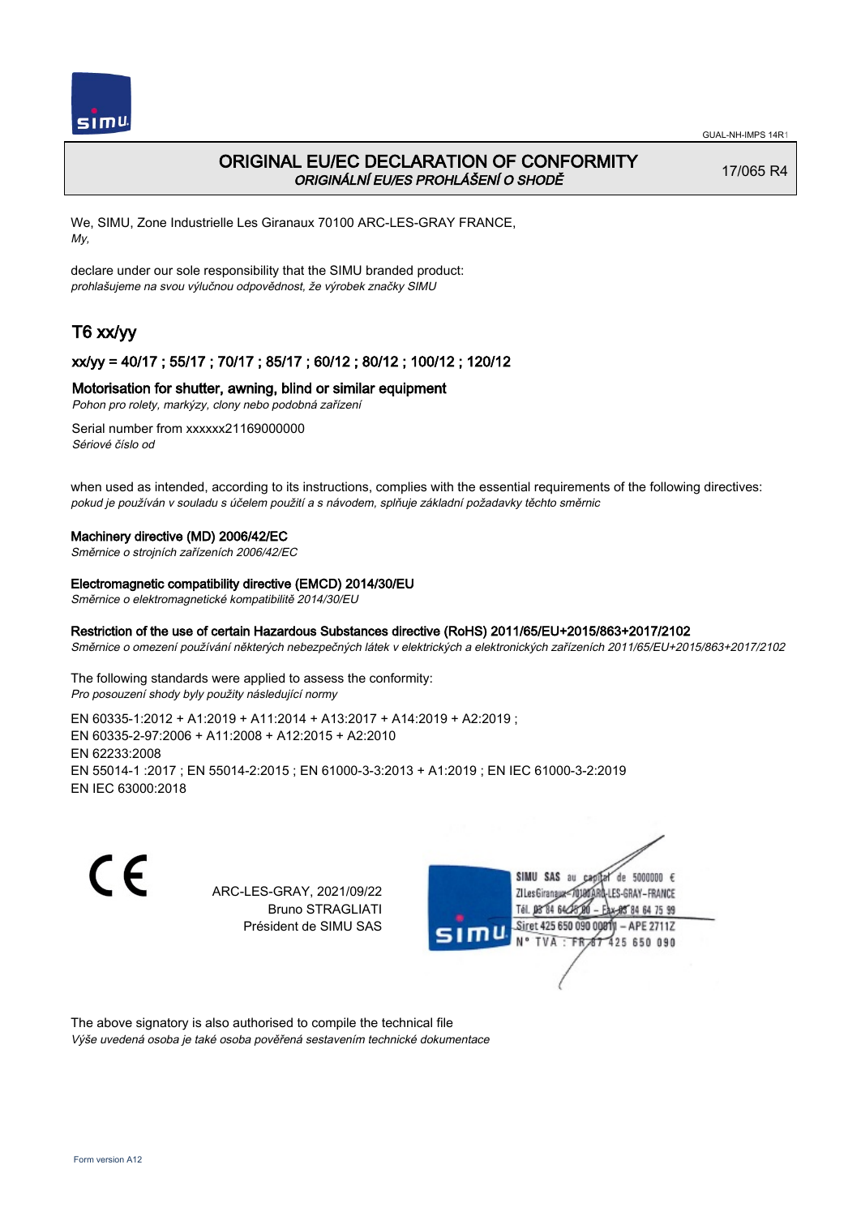# ORIGINAL EU/EC DECLARATION OF CONFORMITY
*ORIGINÁLNÍ EU/ES PROHLÁŠENÍ O SHODĚ*

17/065 R4

We, SIMU, Zone Industrielle Les Giranaux 70100 ARC-LES-GRAY FRANCE,
*My,*

declare under our sole responsibility that the SIMU branded product:
*prohlašujeme na svou výlučnou odpovědnost, že výrobek značky SIMU*

## T6 xx/yy

### xx/yy = 40/17 ; 55/17 ; 70/17 ; 85/17 ; 60/12 ; 80/12 ; 100/12 ; 120/12

### Motorisation for shutter, awning, blind or similar equipment
*Pohon pro rolety, markýzy, clony nebo podobná zařízení*

Serial number from xxxxxx21169000000
*Sériové číslo od*

when used as intended, according to its instructions, complies with the essential requirements of the following directives:
*pokud je používán v souladu s účelem použití a s návodem, splňuje základní požadavky těchto směrnic*

**Machinery directive (MD) 2006/42/EC**
*Směrnice o strojních zařízeních 2006/42/EC*

**Electromagnetic compatibility directive (EMCD) 2014/30/EU**
*Směrnice o elektromagnetické kompatibilitě 2014/30/EU*

**Restriction of the use of certain Hazardous Substances directive (RoHS) 2011/65/EU+2015/863+2017/2102**
*Směrnice o omezení používání některých nebezpečných látek v elektrických a elektronických zařízeních 2011/65/EU+2015/863+2017/2102*

The following standards were applied to assess the conformity:
*Pro posouzení shody byly použity následující normy*

EN 60335-1:2012 + A1:2019 + A11:2014 + A13:2017 + A14:2019 + A2:2019 ;
EN 60335-2-97:2006 + A11:2008 + A12:2015 + A2:2010
EN 62233:2008
EN 55014-1 :2017 ; EN 55014-2:2015 ; EN 61000-3-3:2013 + A1:2019 ; EN IEC 61000-3-2:2019
EN IEC 63000:2018

CE

ARC-LES-GRAY, 2021/09/22
Bruno STRAGLIATI
Président de SIMU SAS

SIMU SAS au capital de 5000000 €
ZI Les Giranaux 70100 ARC-LES-GRAY-FRANCE
Tél. 03 84 64 75 00 – Fax 03 84 64 75 99
Siret 425 650 090 00011 – APE 2711Z
N° TVA : FR 87 425 650 090

The above signatory is also authorised to compile the technical file
*Výše uvedená osoba je také osoba pověřená sestavením technické dokumentace*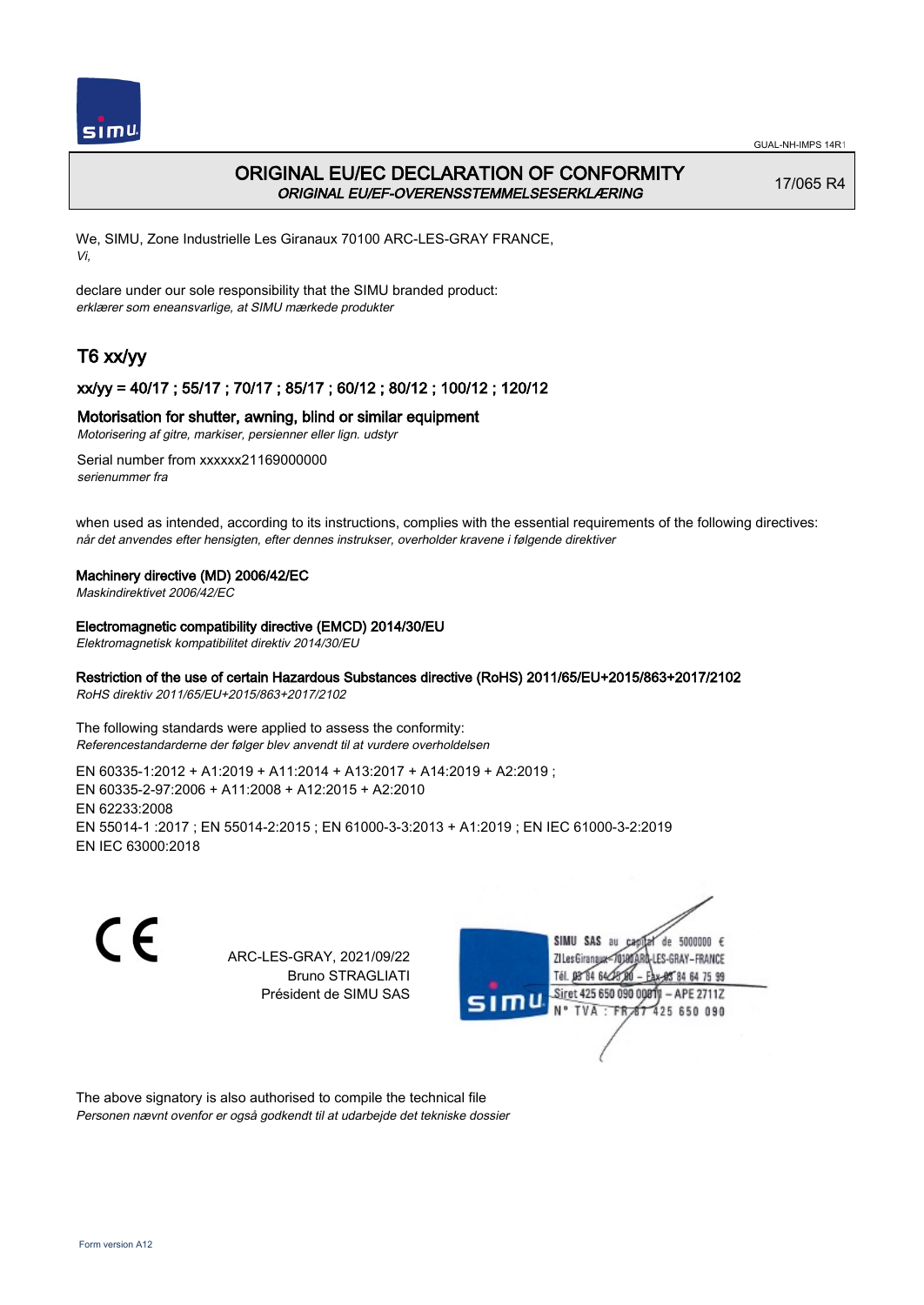# ORIGINAL EU/EC DECLARATION OF CONFORMITY

*ORIGINAL EU/EF-OVERENSSTEMMELSESERKLÆRING*

17/065 R4

We, SIMU, Zone Industrielle Les Giranaux 70100 ARC-LES-GRAY FRANCE,
*Vi,*

declare under our sole responsibility that the SIMU branded product:
*erklærer som eneansvarlige, at SIMU mærkede produkter*

## T6 xx/yy

### xx/yy = 40/17 ; 55/17 ; 70/17 ; 85/17 ; 60/12 ; 80/12 ; 100/12 ; 120/12

### Motorisation for shutter, awning, blind or similar equipment

*Motorisering af gitre, markiser, persienner eller lign. udstyr*

Serial number from xxxxxx21169000000
*serienummer fra*

when used as intended, according to its instructions, complies with the essential requirements of the following directives:
*når det anvendes efter hensigten, efter dennes instrukser, overholder kravene i følgende direktiver*

**Machinery directive (MD) 2006/42/EC**
*Maskindirektivet 2006/42/EC*

**Electromagnetic compatibility directive (EMCD) 2014/30/EU**
*Elektromagnetisk kompatibilitet direktiv 2014/30/EU*

**Restriction of the use of certain Hazardous Substances directive (RoHS) 2011/65/EU+2015/863+2017/2102**
*RoHS direktiv 2011/65/EU+2015/863+2017/2102*

The following standards were applied to assess the conformity:
*Referencestandarderne der følger blev anvendt til at vurdere overholdelsen*

EN 60335-1:2012 + A1:2019 + A11:2014 + A13:2017 + A14:2019 + A2:2019 ;
EN 60335-2-97:2006 + A11:2008 + A12:2015 + A2:2010
EN 62233:2008
EN 55014-1 :2017 ; EN 55014-2:2015 ; EN 61000-3-3:2013 + A1:2019 ; EN IEC 61000-3-2:2019
EN IEC 63000:2018

CE

ARC-LES-GRAY, 2021/09/22
Bruno STRAGLIATI
Président de SIMU SAS

SIMU SAS au capital de 5000000 €
ZI Les Giranaux 70100 ARC-LES-GRAY-FRANCE
Tél. 03 84 64 75 00 – Fax 03 84 64 75 99
Siret 425 650 090 00011 – APE 2711Z
N° TVA : FR 67 425 650 090

The above signatory is also authorised to compile the technical file
*Personen nævnt ovenfor er også godkendt til at udarbejde det tekniske dossier*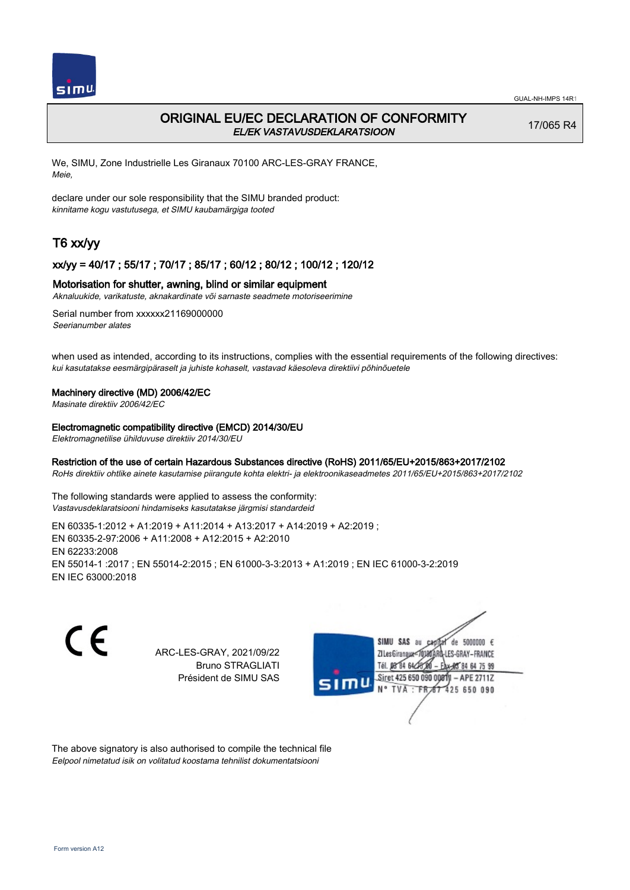GUAL-NH-IMPS 14R1

# ORIGINAL EU/EC DECLARATION OF CONFORMITY

*EL/EK VASTAVUSDEKLARATSIOON*

17/065 R4

We, SIMU, Zone Industrielle Les Giranaux 70100 ARC-LES-GRAY FRANCE,
*Meie,*

declare under our sole responsibility that the SIMU branded product:
*kinnitame kogu vastutusega, et SIMU kaubamärgiga tooted*

## T6 xx/yy

### xx/yy = 40/17 ; 55/17 ; 70/17 ; 85/17 ; 60/12 ; 80/12 ; 100/12 ; 120/12

Motorisation for shutter, awning, blind or similar equipment
*Aknaluukide, varikatuste, aknakardinate või sarnaste seadmete motoriseerimine*

Serial number from xxxxxx21169000000
*Seerianumber alates*

when used as intended, according to its instructions, complies with the essential requirements of the following directives:
*kui kasutatakse eesmärgipäraselt ja juhiste kohaselt, vastavad käesoleva direktiivi põhinõuetele*

Machinery directive (MD) 2006/42/EC
*Masinate direktiiv 2006/42/EC*

Electromagnetic compatibility directive (EMCD) 2014/30/EU
*Elektromagnetilise ühilduvuse direktiiv 2014/30/EU*

Restriction of the use of certain Hazardous Substances directive (RoHS) 2011/65/EU+2015/863+2017/2102
*RoHs direktiiv ohtlike ainete kasutamise piirangute kohta elektri- ja elektroonikaseadmetes 2011/65/EU+2015/863+2017/2102*

The following standards were applied to assess the conformity:
*Vastavusdeklaratsiooni hindamiseks kasutatakse järgmisi standardeid*

EN 60335-1:2012 + A1:2019 + A11:2014 + A13:2017 + A14:2019 + A2:2019 ;
EN 60335-2-97:2006 + A11:2008 + A12:2015 + A2:2010
EN 62233:2008
EN 55014-1 :2017 ; EN 55014-2:2015 ; EN 61000-3-3:2013 + A1:2019 ; EN IEC 61000-3-2:2019
EN IEC 63000:2018

CE

ARC-LES-GRAY, 2021/09/22
Bruno STRAGLIATI
Président de SIMU SAS

SIMU SAS au capital de 5000000 €
ZI Les Giranaux 70100 ARC-LES-GRAY-FRANCE
Tél. 03 84 64 75 00 – Fax 03 84 64 75 99
Siret 425 650 090 00011 – APE 2711Z
N° TVA : FR 87 425 650 090

The above signatory is also authorised to compile the technical file
*Eelpool nimetatud isik on volitatud koostama tehnilist dokumentatsiooni*

Form version A12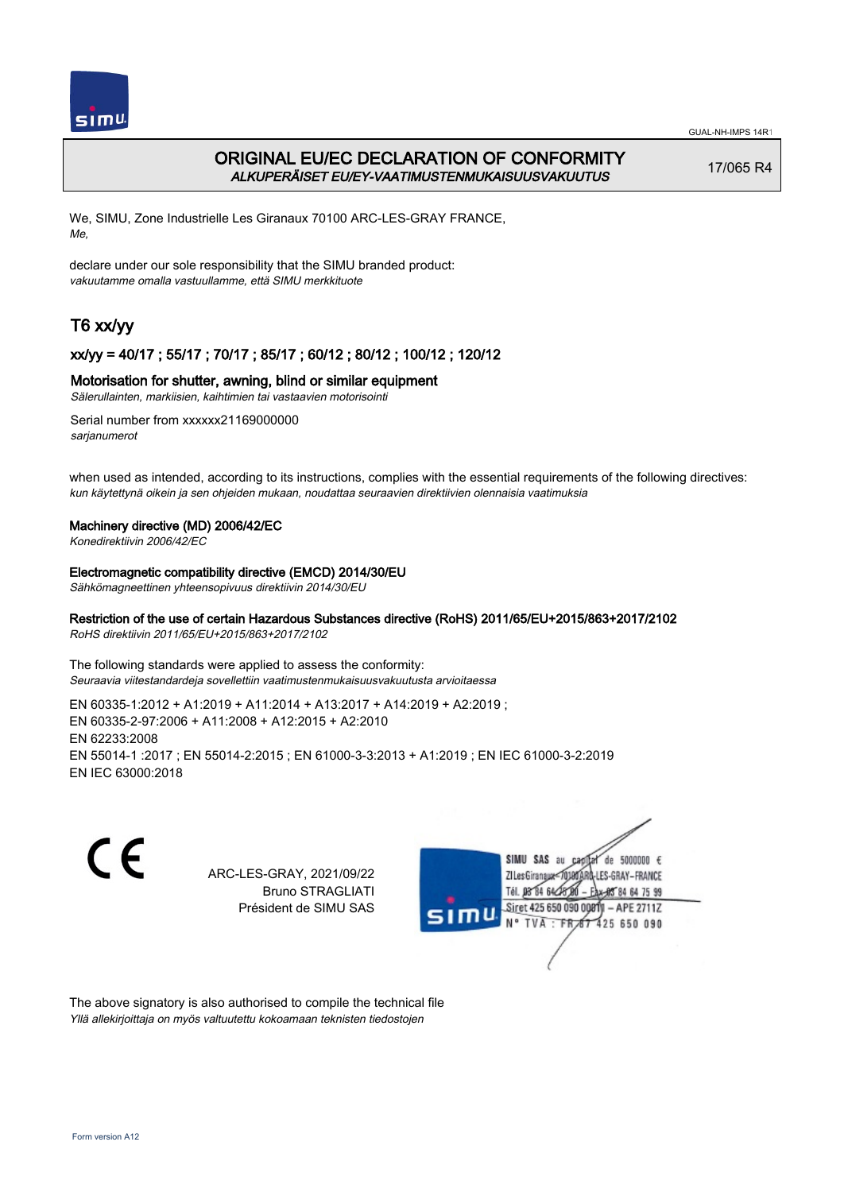# ORIGINAL EU/EC DECLARATION OF CONFORMITY

*ALKUPERÄISET EU/EY-VAATIMUSTENMUKAISUUSVAKUUTUS*

17/065 R4

We, SIMU, Zone Industrielle Les Giranaux 70100 ARC-LES-GRAY FRANCE,
*Me,*

declare under our sole responsibility that the SIMU branded product:
*vakuutamme omalla vastuullamme, että SIMU merkkituote*

## T6 xx/yy

### xx/yy = 40/17 ; 55/17 ; 70/17 ; 85/17 ; 60/12 ; 80/12 ; 100/12 ; 120/12

### Motorisation for shutter, awning, blind or similar equipment

*Sälerullainten, markiisien, kaihtimien tai vastaavien motorisointi*

Serial number from xxxxxx21169000000
*sarjanumerot*

when used as intended, according to its instructions, complies with the essential requirements of the following directives:
*kun käytettynä oikein ja sen ohjeiden mukaan, noudattaa seuraavien direktiivien olennaisia vaatimuksia*

**Machinery directive (MD) 2006/42/EC**
*Konedirektiivin 2006/42/EC*

**Electromagnetic compatibility directive (EMCD) 2014/30/EU**
*Sähkömagneettinen yhteensopivuus direktiivin 2014/30/EU*

**Restriction of the use of certain Hazardous Substances directive (RoHS) 2011/65/EU+2015/863+2017/2102**
*RoHS direktiivin 2011/65/EU+2015/863+2017/2102*

The following standards were applied to assess the conformity:
*Seuraavia viitestandardeja sovellettiin vaatimustenmukaisuusvakuutusta arvioitaessa*

EN 60335-1:2012 + A1:2019 + A11:2014 + A13:2017 + A14:2019 + A2:2019 ;
EN 60335-2-97:2006 + A11:2008 + A12:2015 + A2:2010
EN 62233:2008
EN 55014-1 :2017 ; EN 55014-2:2015 ; EN 61000-3-3:2013 + A1:2019 ; EN IEC 61000-3-2:2019
EN IEC 63000:2018

CE

ARC-LES-GRAY, 2021/09/22
Bruno STRAGLIATI
Président de SIMU SAS

SIMU SAS au capital de 5000000 €
ZI Les Giranaux 70100 ARC-LES-GRAY-FRANCE
Tél. 03 84 64 75 00 – Fax 03 84 64 75 99
Siret 425 650 090 00011 – APE 2711Z
N° TVA : FR 87 425 650 090

The above signatory is also authorised to compile the technical file
*Yllä allekirjoittaja on myös valtuutettu kokoamaan teknisten tiedostojen*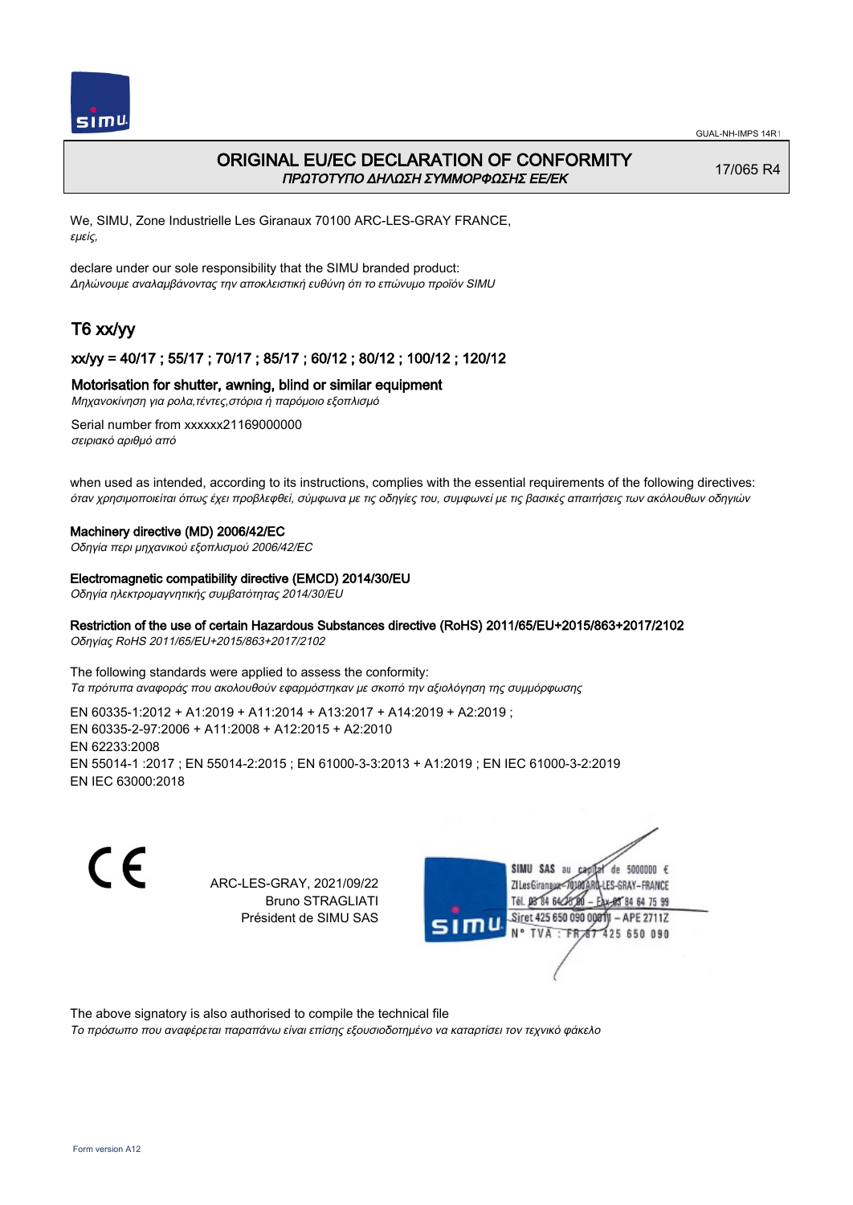GUAL-NH-IMPS 14R1

# ORIGINAL EU/EC DECLARATION OF CONFORMITY
*ΠΡΩΤΟΤΥΠΟ ΔΗΛΩΣΗ ΣΥΜΜΟΡΦΩΣΗΣ ΕΕ/ΕΚ*

17/065 R4

We, SIMU, Zone Industrielle Les Giranaux 70100 ARC-LES-GRAY FRANCE,
*εμείς,*

declare under our sole responsibility that the SIMU branded product:
*Δηλώνουμε αναλαμβάνοντας την αποκλειστική ευθύνη ότι το επώνυμο προϊόν SIMU*

## T6 xx/yy

### xx/yy = 40/17 ; 55/17 ; 70/17 ; 85/17 ; 60/12 ; 80/12 ; 100/12 ; 120/12

### Motorisation for shutter, awning, blind or similar equipment
*Μηχανοκίνηση για ρολα,τέντες,στόρια ή παρόμοιο εξοπλισμό*

Serial number from xxxxxx21169000000
*σειριακό αριθμό από*

when used as intended, according to its instructions, complies with the essential requirements of the following directives:
*όταν χρησιμοποιείται όπως έχει προβλεφθεί, σύμφωνα με τις οδηγίες του, συμφωνεί με τις βασικές απαιτήσεις των ακόλουθων οδηγιών*

**Machinery directive (MD) 2006/42/EC**
*Οδηγία περι μηχανικού εξοπλισμού 2006/42/EC*

**Electromagnetic compatibility directive (EMCD) 2014/30/EU**
*Οδηγία ηλεκτρομαγνητικής συμβατότητας 2014/30/EU*

**Restriction of the use of certain Hazardous Substances directive (RoHS) 2011/65/EU+2015/863+2017/2102**
*Οδηγίας RoHS 2011/65/EU+2015/863+2017/2102*

The following standards were applied to assess the conformity:
*Τα πρότυπα αναφοράς που ακολουθούν εφαρμόστηκαν με σκοπό την αξιολόγηση της συμμόρφωσης*

EN 60335-1:2012 + A1:2019 + A11:2014 + A13:2017 + A14:2019 + A2:2019 ;
EN 60335-2-97:2006 + A11:2008 + A12:2015 + A2:2010
EN 62233:2008
EN 55014-1 :2017 ; EN 55014-2:2015 ; EN 61000-3-3:2013 + A1:2019 ; EN IEC 61000-3-2:2019
EN IEC 63000:2018

CE

ARC-LES-GRAY, 2021/09/22
Bruno STRAGLIATI
Président de SIMU SAS

SIMU SAS au capital de 5000000 €
ZI Les Giranaux 70100 ARC-LES-GRAY-FRANCE
Tél. 03 84 64 75 00 – Fax 03 84 64 75 99
Siret 425 650 090 00011 – APE 2711Z
N° TVA : FR 87 425 650 090

The above signatory is also authorised to compile the technical file
*Το πρόσωπο που αναφέρεται παραπάνω είναι επίσης εξουσιοδοτημένο να καταρτίσει τον τεχνικό φάκελο*

Form version A12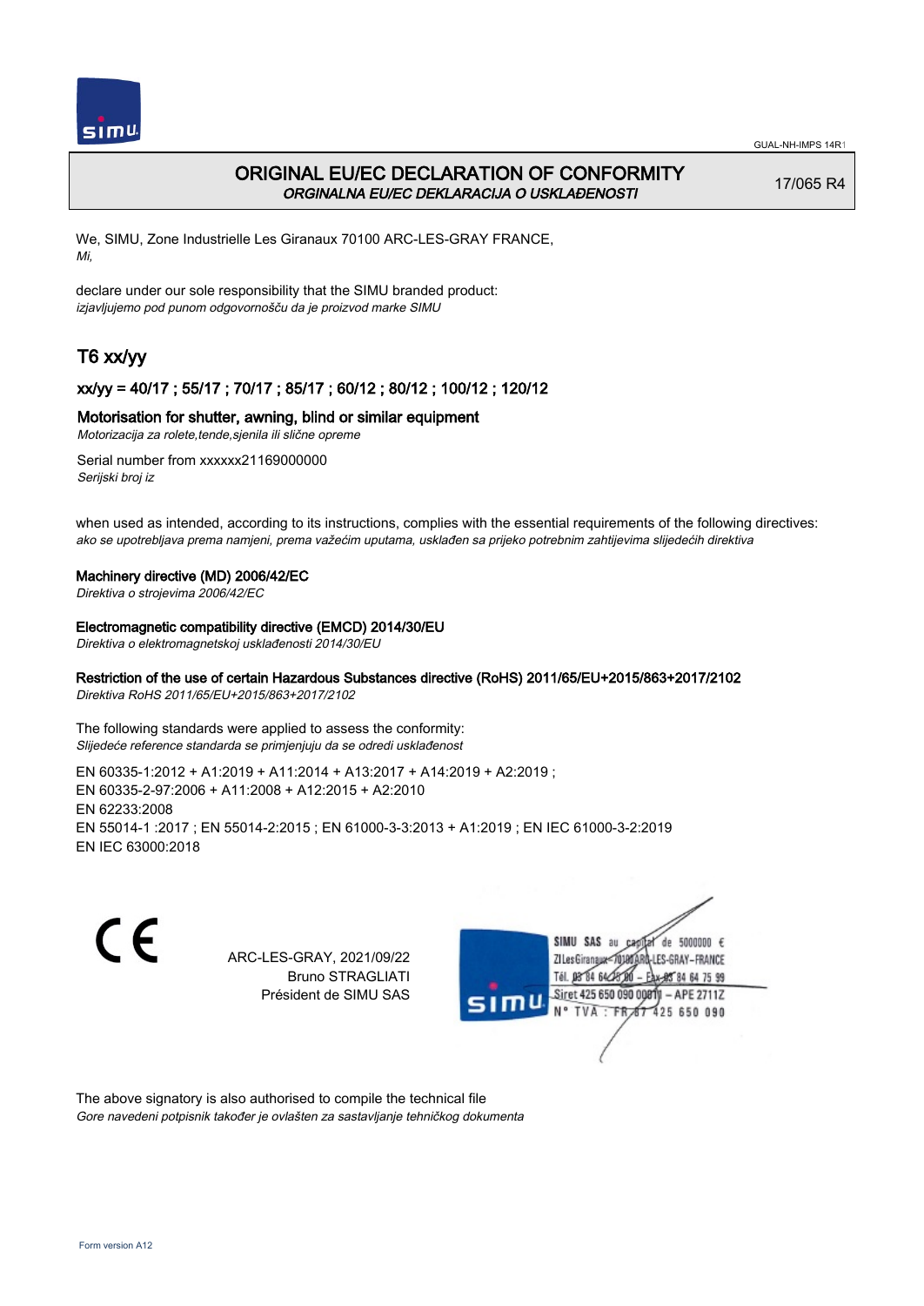GUAL-NH-IMPS 14R1

# ORIGINAL EU/EC DECLARATION OF CONFORMITY

*ORGINALNA EU/EC DEKLARACIJA O USKLAĐENOSTI*

17/065 R4

We, SIMU, Zone Industrielle Les Giranaux 70100 ARC-LES-GRAY FRANCE,
*Mi,*

declare under our sole responsibility that the SIMU branded product:
*izjavljujemo pod punom odgovornošču da je proizvod marke SIMU*

## T6 xx/yy

### xx/yy = 40/17 ; 55/17 ; 70/17 ; 85/17 ; 60/12 ; 80/12 ; 100/12 ; 120/12

### Motorisation for shutter, awning, blind or similar equipment

*Motorizacija za rolete,tende,sjenila ili slične opreme*

Serial number from xxxxxx21169000000
*Serijski broj iz*

when used as intended, according to its instructions, complies with the essential requirements of the following directives:
*ako se upotrebljava prema namjeni, prema važećim uputama, usklađen sa prijeko potrebnim zahtijevima slijedećih direktiva*

**Machinery directive (MD) 2006/42/EC**
*Direktiva o strojevima 2006/42/EC*

**Electromagnetic compatibility directive (EMCD) 2014/30/EU**
*Direktiva o elektromagnetskoj usklađenosti 2014/30/EU*

**Restriction of the use of certain Hazardous Substances directive (RoHS) 2011/65/EU+2015/863+2017/2102**
*Direktiva RoHS 2011/65/EU+2015/863+2017/2102*

The following standards were applied to assess the conformity:
*Slijedeće reference standarda se primjenjuju da se odredi usklađenost*

EN 60335-1:2012 + A1:2019 + A11:2014 + A13:2017 + A14:2019 + A2:2019 ;
EN 60335-2-97:2006 + A11:2008 + A12:2015 + A2:2010
EN 62233:2008
EN 55014-1 :2017 ; EN 55014-2:2015 ; EN 61000-3-3:2013 + A1:2019 ; EN IEC 61000-3-2:2019
EN IEC 63000:2018

ARC-LES-GRAY, 2021/09/22
Bruno STRAGLIATI
Président de SIMU SAS

SIMU SAS au capital de 5000000 €
ZI Les Giranaux 70100 ARC-LES-GRAY-FRANCE
Tél. 03 84 64 75 00 – Fax 03 84 64 75 99
Siret 425 650 090 00011 – APE 2711Z
N° TVA : FR 87 425 650 090

The above signatory is also authorised to compile the technical file
*Gore navedeni potpisnik također je ovlašten za sastavljanje tehničkog dokumenta*

Form version A12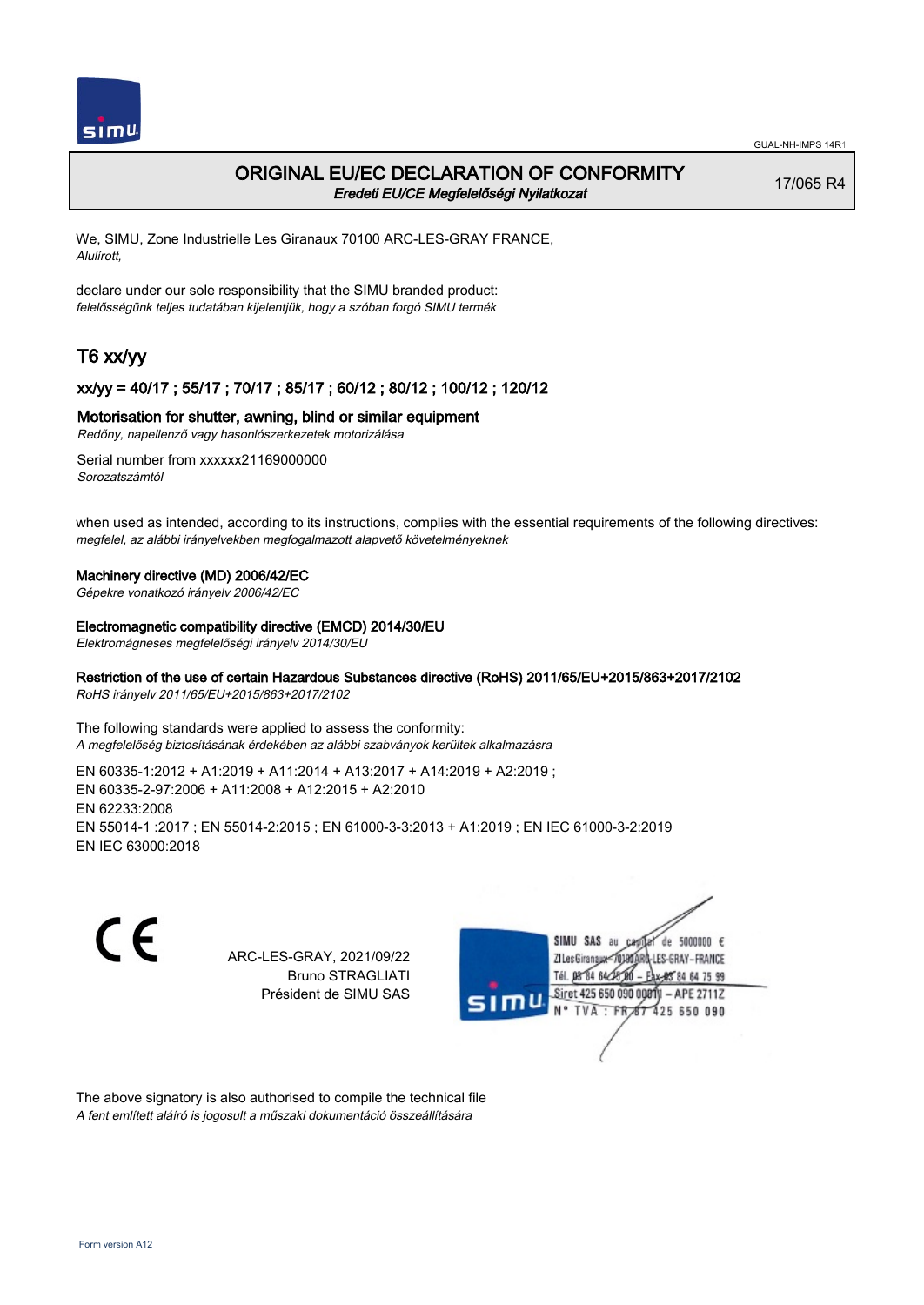# ORIGINAL EU/EC DECLARATION OF CONFORMITY

*Eredeti EU/CE Megfelelőségi Nyilatkozat*

17/065 R4

We, SIMU, Zone Industrielle Les Giranaux 70100 ARC-LES-GRAY FRANCE,
*Alulírott,*

declare under our sole responsibility that the SIMU branded product:
*felelősségünk teljes tudatában kijelentjük, hogy a szóban forgó SIMU termék*

## T6 xx/yy

### xx/yy = 40/17 ; 55/17 ; 70/17 ; 85/17 ; 60/12 ; 80/12 ; 100/12 ; 120/12

**Motorisation for shutter, awning, blind or similar equipment**
*Redőny, napellenző vagy hasonlószerkezetek motorizálása*

Serial number from xxxxxx21169000000
*Sorozatszámtól*

when used as intended, according to its instructions, complies with the essential requirements of the following directives:
*megfelel, az alábbi irányelvekben megfogalmazott alapvető követelményeknek*

**Machinery directive (MD) 2006/42/EC**
*Gépekre vonatkozó irányelv 2006/42/EC*

**Electromagnetic compatibility directive (EMCD) 2014/30/EU**
*Elektromágneses megfelelőségi irányelv 2014/30/EU*

**Restriction of the use of certain Hazardous Substances directive (RoHS) 2011/65/EU+2015/863+2017/2102**
*RoHS irányelv 2011/65/EU+2015/863+2017/2102*

The following standards were applied to assess the conformity:
*A megfelelőség biztosításának érdekében az alábbi szabványok kerültek alkalmazásra*

EN 60335-1:2012 + A1:2019 + A11:2014 + A13:2017 + A14:2019 + A2:2019 ;
EN 60335-2-97:2006 + A11:2008 + A12:2015 + A2:2010
EN 62233:2008
EN 55014-1 :2017 ; EN 55014-2:2015 ; EN 61000-3-3:2013 + A1:2019 ; EN IEC 61000-3-2:2019
EN IEC 63000:2018

CE

ARC-LES-GRAY, 2021/09/22
Bruno STRAGLIATI
Président de SIMU SAS

SIMU SAS au capital de 5000000 €
ZI Les Giranaux 70100 ARC-LES-GRAY-FRANCE
Tél. 03 84 64 75 00 – Fax 03 84 64 75 99
Siret 425 650 090 00011 – APE 2711Z
N° TVA : FR 67 425 650 090

The above signatory is also authorised to compile the technical file
*A fent említett aláíró is jogosult a műszaki dokumentáció összeállítására*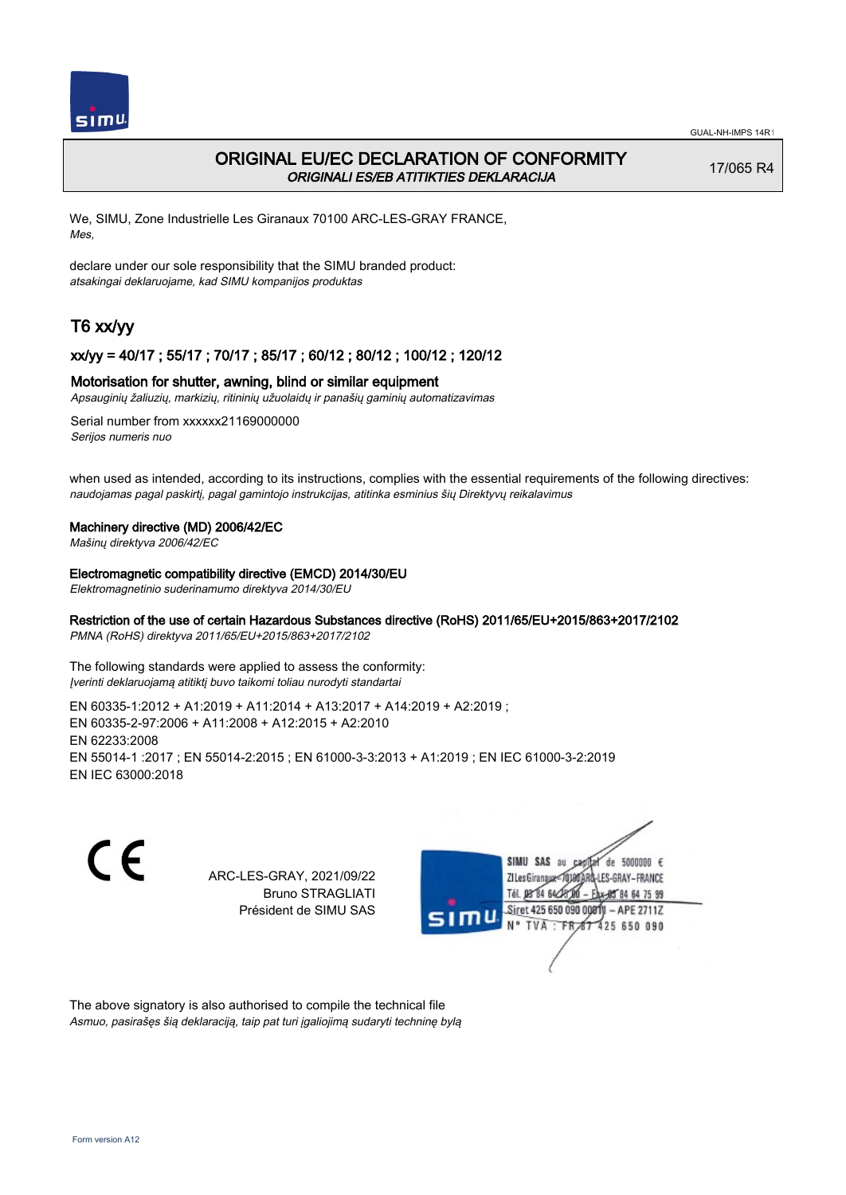GUAL-NH-IMPS 14R1

# ORIGINAL EU/EC DECLARATION OF CONFORMITY
*ORIGINALI ES/EB ATITIKTIES DEKLARACIJA*

17/065 R4

We, SIMU, Zone Industrielle Les Giranaux 70100 ARC-LES-GRAY FRANCE,
*Mes,*

declare under our sole responsibility that the SIMU branded product:
*atsakingai deklaruojame, kad SIMU kompanijos produktas*

## T6 xx/yy

### xx/yy = 40/17 ; 55/17 ; 70/17 ; 85/17 ; 60/12 ; 80/12 ; 100/12 ; 120/12

Motorisation for shutter, awning, blind or similar equipment
*Apsauginių žaliuzių, markizių, ritininių užuolaidų ir panašių gaminių automatizavimas*

Serial number from xxxxxx21169000000
*Serijos numeris nuo*

when used as intended, according to its instructions, complies with the essential requirements of the following directives:
*naudojamas pagal paskirtį, pagal gamintojo instrukcijas, atitinka esminius šių Direktyvų reikalavimus*

**Machinery directive (MD) 2006/42/EC**
*Mašinų direktyva 2006/42/EC*

**Electromagnetic compatibility directive (EMCD) 2014/30/EU**
*Elektromagnetinio suderinamumo direktyva 2014/30/EU*

**Restriction of the use of certain Hazardous Substances directive (RoHS) 2011/65/EU+2015/863+2017/2102**
*PMNA (RoHS) direktyva 2011/65/EU+2015/863+2017/2102*

The following standards were applied to assess the conformity:
*Įverinti deklaruojamą atitiktį buvo taikomi toliau nurodyti standartai*

EN 60335-1:2012 + A1:2019 + A11:2014 + A13:2017 + A14:2019 + A2:2019 ;
EN 60335-2-97:2006 + A11:2008 + A12:2015 + A2:2010
EN 62233:2008
EN 55014-1 :2017 ; EN 55014-2:2015 ; EN 61000-3-3:2013 + A1:2019 ; EN IEC 61000-3-2:2019
EN IEC 63000:2018

CE

ARC-LES-GRAY, 2021/09/22
Bruno STRAGLIATI
Président de SIMU SAS

SIMU SAS au capital de 5000000 €
ZI Les Giranaux 70100 ARC-LES-GRAY-FRANCE
Tél. 03 84 64 75 00 – Fax 03 84 64 75 99
Siret 425 650 090 00011 – APE 2711Z
N° TVA : FR 67 425 650 090

The above signatory is also authorised to compile the technical file
*Asmuo, pasirašęs šią deklaraciją, taip pat turi įgaliojimą sudaryti techninę bylą*

Form version A12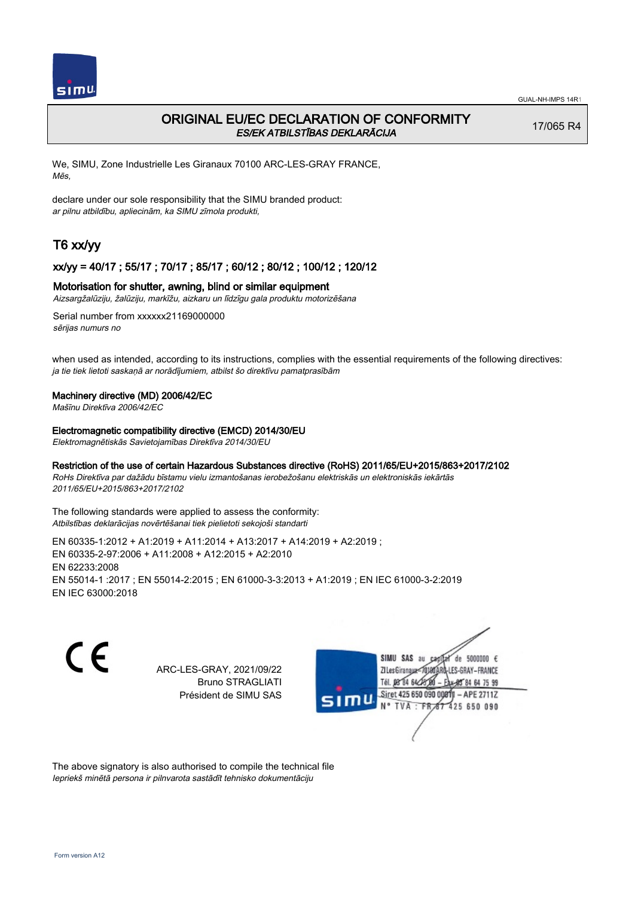GUAL-NH-IMPS 14R1

# ORIGINAL EU/EC DECLARATION OF CONFORMITY
*ES/EK ATBILSTĪBAS DEKLARĀCIJA*

17/065 R4

We, SIMU, Zone Industrielle Les Giranaux 70100 ARC-LES-GRAY FRANCE,
*Mēs,*

declare under our sole responsibility that the SIMU branded product:
*ar pilnu atbildību, apliecinām, ka SIMU zīmola produkti,*

## T6 xx/yy

### xx/yy = 40/17 ; 55/17 ; 70/17 ; 85/17 ; 60/12 ; 80/12 ; 100/12 ; 120/12

**Motorisation for shutter, awning, blind or similar equipment**
*Aizsargžalūziju, žalūziju, markīžu, aizkaru un līdzīgu gala produktu motorizēšana*

Serial number from xxxxxx21169000000
*sērijas numurs no*

when used as intended, according to its instructions, complies with the essential requirements of the following directives:
*ja tie tiek lietoti saskaņā ar norādījumiem, atbilst šo direktīvu pamatprasībām*

**Machinery directive (MD) 2006/42/EC**
*Mašīnu Direktīva 2006/42/EC*

**Electromagnetic compatibility directive (EMCD) 2014/30/EU**
*Elektromagnētiskās Savietojamības Direktīva 2014/30/EU*

**Restriction of the use of certain Hazardous Substances directive (RoHS) 2011/65/EU+2015/863+2017/2102**
*RoHs Direktīva par dažādu bīstamu vielu izmantošanas ierobežošanu elektriskās un elektroniskās iekārtās 2011/65/EU+2015/863+2017/2102*

The following standards were applied to assess the conformity:
*Atbilstības deklarācijas novērtēšanai tiek pielietoti sekojoši standarti*

EN 60335-1:2012 + A1:2019 + A11:2014 + A13:2017 + A14:2019 + A2:2019 ;
EN 60335-2-97:2006 + A11:2008 + A12:2015 + A2:2010
EN 62233:2008
EN 55014-1 :2017 ; EN 55014-2:2015 ; EN 61000-3-3:2013 + A1:2019 ; EN IEC 61000-3-2:2019
EN IEC 63000:2018

CE

ARC-LES-GRAY, 2021/09/22
Bruno STRAGLIATI
Président de SIMU SAS

SIMU SAS au capital de 5000000 €
ZI Les Giranaux 70100 ARC-LES-GRAY-FRANCE
Tél. 03 84 64 75 00 – Fax 03 84 64 75 99
Siret 425 650 090 00011 – APE 2711Z
N° TVA : FR 87 425 650 090

The above signatory is also authorised to compile the technical file
*Iepriekš minētā persona ir pilnvarota sastādīt tehnisko dokumentāciju*

Form version A12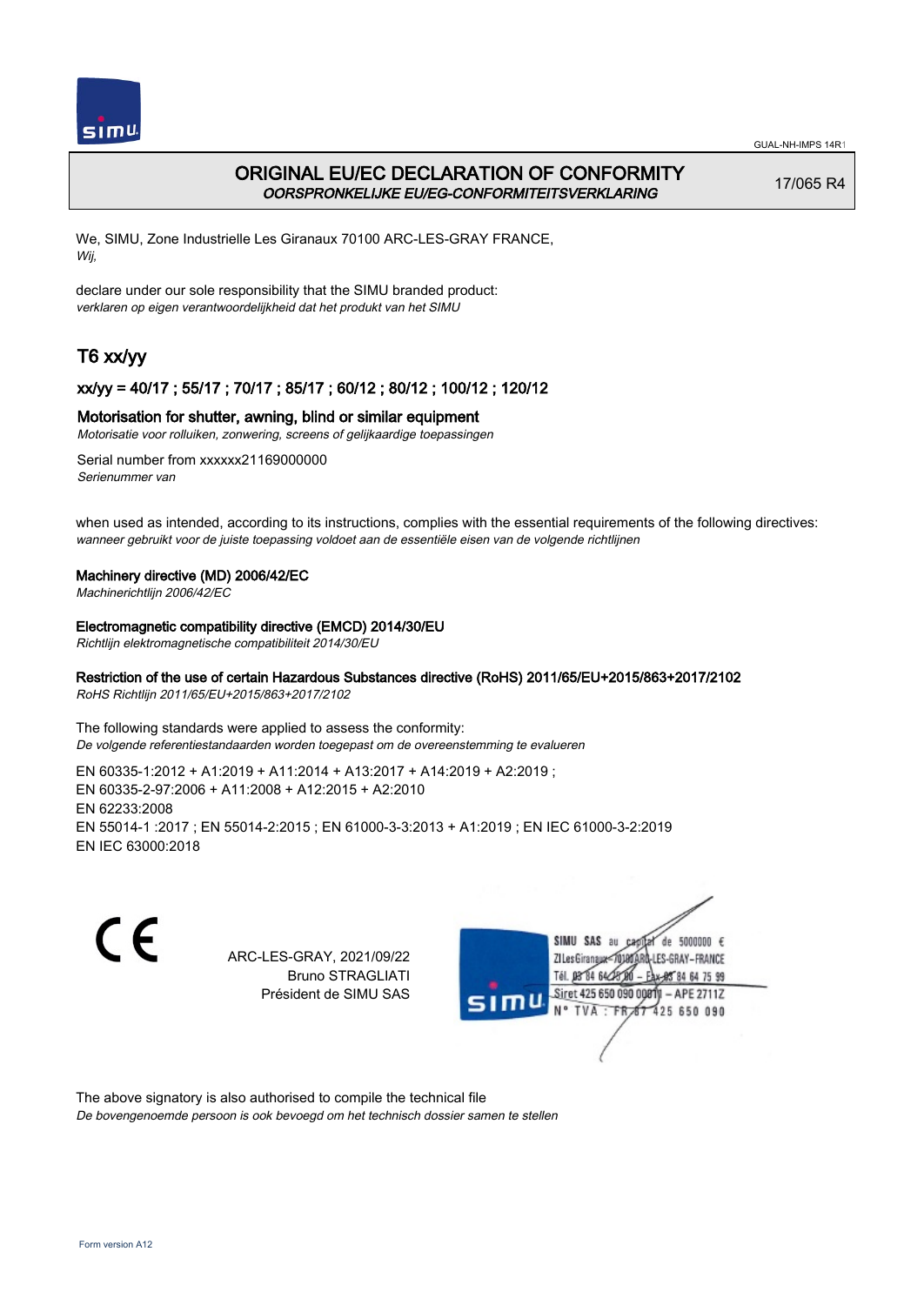# ORIGINAL EU/EC DECLARATION OF CONFORMITY

*OORSPRONKELIJKE EU/EG-CONFORMITEITSVERKLARING*

17/065 R4

We, SIMU, Zone Industrielle Les Giranaux 70100 ARC-LES-GRAY FRANCE,
*Wij,*

declare under our sole responsibility that the SIMU branded product:
*verklaren op eigen verantwoordelijkheid dat het produkt van het SIMU*

## T6 xx/yy

### xx/yy = 40/17 ; 55/17 ; 70/17 ; 85/17 ; 60/12 ; 80/12 ; 100/12 ; 120/12

**Motorisation for shutter, awning, blind or similar equipment**
*Motorisatie voor rolluiken, zonwering, screens of gelijkaardige toepassingen*

Serial number from xxxxxx21169000000
*Serienummer van*

when used as intended, according to its instructions, complies with the essential requirements of the following directives:
*wanneer gebruikt voor de juiste toepassing voldoet aan de essentiële eisen van de volgende richtlijnen*

**Machinery directive (MD) 2006/42/EC**
*Machinerichtlijn 2006/42/EC*

**Electromagnetic compatibility directive (EMCD) 2014/30/EU**
*Richtlijn elektromagnetische compatibiliteit 2014/30/EU*

**Restriction of the use of certain Hazardous Substances directive (RoHS) 2011/65/EU+2015/863+2017/2102**
*RoHS Richtlijn 2011/65/EU+2015/863+2017/2102*

The following standards were applied to assess the conformity:
*De volgende referentiestandaarden worden toegepast om de overeenstemming te evalueren*

EN 60335-1:2012 + A1:2019 + A11:2014 + A13:2017 + A14:2019 + A2:2019 ;
EN 60335-2-97:2006 + A11:2008 + A12:2015 + A2:2010
EN 62233:2008
EN 55014-1 :2017 ; EN 55014-2:2015 ; EN 61000-3-3:2013 + A1:2019 ; EN IEC 61000-3-2:2019
EN IEC 63000:2018

CE

ARC-LES-GRAY, 2021/09/22
Bruno STRAGLIATI
Président de SIMU SAS

SIMU SAS au capital de 5000000 €
ZI Les Giranaux - 70100 ARC-LES-GRAY - FRANCE
Tél. 03 84 64 75 00 - Fax 03 84 64 75 99
Siret 425 650 090 00011 - APE 2711Z
N° TVA : FR 87 425 650 090

The above signatory is also authorised to compile the technical file
*De bovengenoemde persoon is ook bevoegd om het technisch dossier samen te stellen*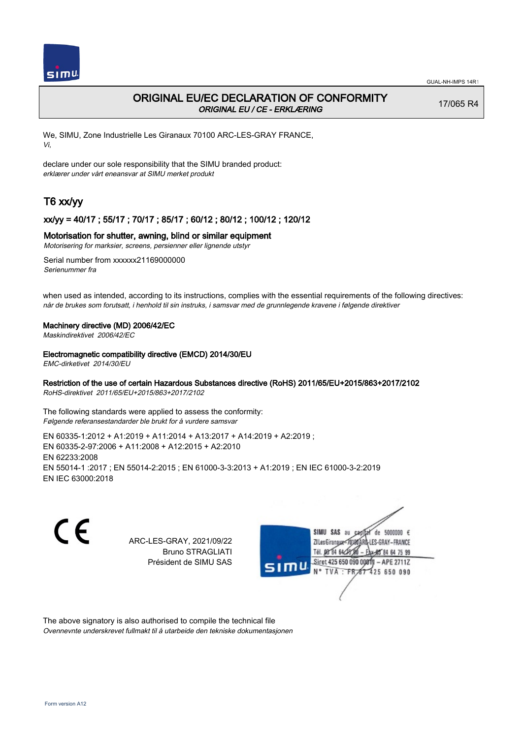# ORIGINAL EU/EC DECLARATION OF CONFORMITY

*ORIGINAL EU / CE - ERKLÆRING*

17/065 R4

We, SIMU, Zone Industrielle Les Giranaux 70100 ARC-LES-GRAY FRANCE,
*Vi,*

declare under our sole responsibility that the SIMU branded product:
*erklærer under vårt eneansvar at SIMU merket produkt*

## T6 xx/yy

### xx/yy = 40/17 ; 55/17 ; 70/17 ; 85/17 ; 60/12 ; 80/12 ; 100/12 ; 120/12

**Motorisation for shutter, awning, blind or similar equipment**
*Motorisering for marksier, screens, persienner eller lignende utstyr*

Serial number from xxxxxx21169000000
*Serienummer fra*

when used as intended, according to its instructions, complies with the essential requirements of the following directives:
*når de brukes som forutsatt, i henhold til sin instruks, i samsvar med de grunnlegende kravene i følgende direktiver*

**Machinery directive (MD) 2006/42/EC**
*Maskindirektivet 2006/42/EC*

**Electromagnetic compatibility directive (EMCD) 2014/30/EU**
*EMC-dirketivet 2014/30/EU*

**Restriction of the use of certain Hazardous Substances directive (RoHS) 2011/65/EU+2015/863+2017/2102**
*RoHS-direktivet 2011/65/EU+2015/863+2017/2102*

The following standards were applied to assess the conformity:
*Følgende referansestandarder ble brukt for å vurdere samsvar*

EN 60335-1:2012 + A1:2019 + A11:2014 + A13:2017 + A14:2019 + A2:2019 ;
EN 60335-2-97:2006 + A11:2008 + A12:2015 + A2:2010
EN 62233:2008
EN 55014-1 :2017 ; EN 55014-2:2015 ; EN 61000-3-3:2013 + A1:2019 ; EN IEC 61000-3-2:2019
EN IEC 63000:2018

ARC-LES-GRAY, 2021/09/22
Bruno STRAGLIATI
Président de SIMU SAS

SIMU SAS au capital de 5000000 €
ZI Les Giranaux 70100 ARC-LES-GRAY-FRANCE
Tél. 03 84 64 75 00 – Fax 03 84 64 75 99
Siret 425 650 090 00011 – APE 2711Z
N° TVA : FR 87 425 650 090

The above signatory is also authorised to compile the technical file
*Ovennevnte underskrevet fullmakt til å utarbeide den tekniske dokumentasjonen*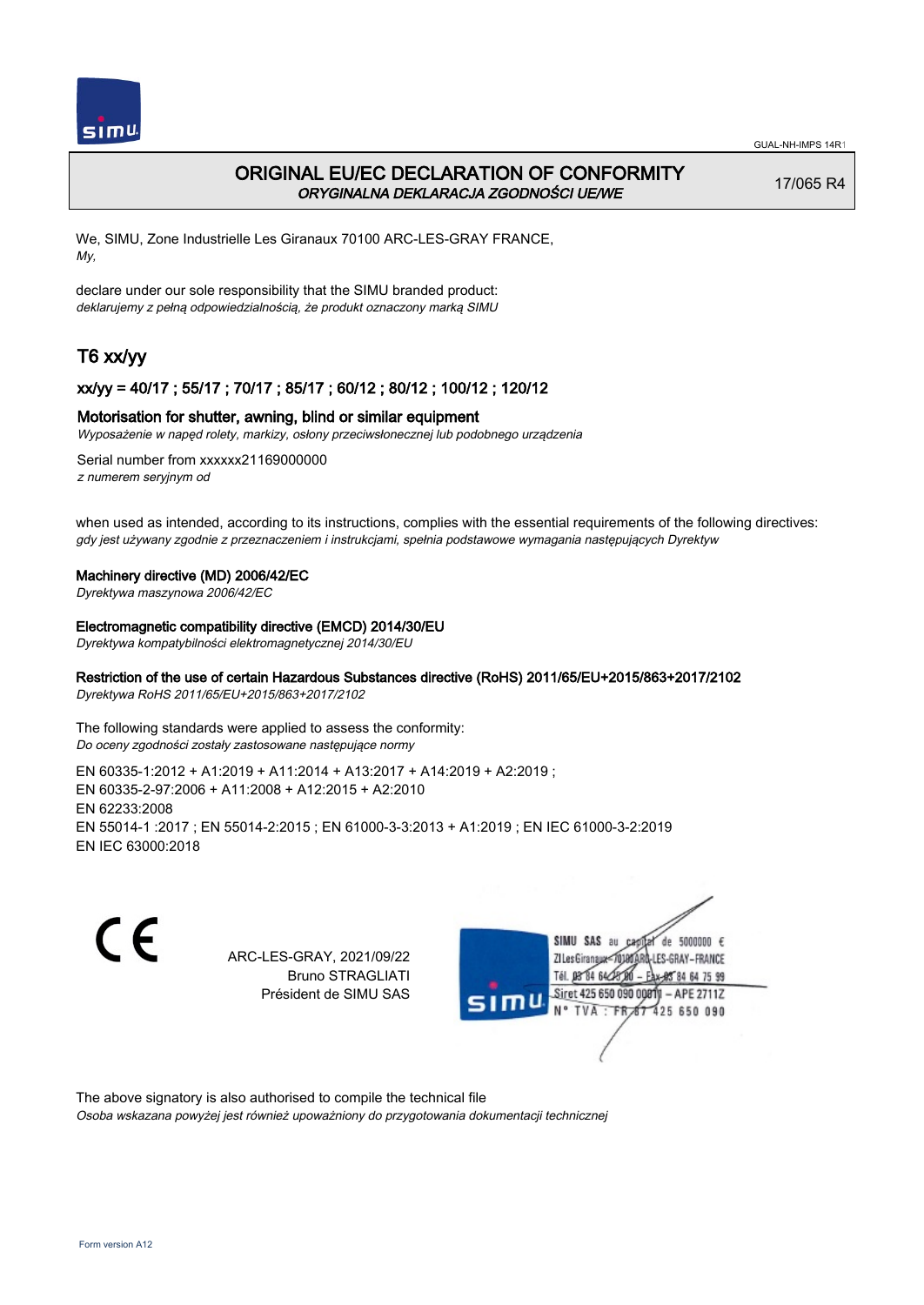# ORIGINAL EU/EC DECLARATION OF CONFORMITY

*ORYGINALNA DEKLARACJA ZGODNOŚCI UE/WE*

17/065 R4

We, SIMU, Zone Industrielle Les Giranaux 70100 ARC-LES-GRAY FRANCE,
*My,*

declare under our sole responsibility that the SIMU branded product:
*deklarujemy z pełną odpowiedzialnością, że produkt oznaczony marką SIMU*

## T6 xx/yy

### xx/yy = 40/17 ; 55/17 ; 70/17 ; 85/17 ; 60/12 ; 80/12 ; 100/12 ; 120/12

**Motorisation for shutter, awning, blind or similar equipment**
*Wyposażenie w napęd rolety, markizy, osłony przeciwsłonecznej lub podobnego urządzenia*

Serial number from xxxxxx21169000000
*z numerem seryjnym od*

when used as intended, according to its instructions, complies with the essential requirements of the following directives:
*gdy jest używany zgodnie z przeznaczeniem i instrukcjami, spełnia podstawowe wymagania następujących Dyrektyw*

**Machinery directive (MD) 2006/42/EC**
*Dyrektywa maszynowa 2006/42/EC*

**Electromagnetic compatibility directive (EMCD) 2014/30/EU**
*Dyrektywa kompatybilności elektromagnetycznej 2014/30/EU*

**Restriction of the use of certain Hazardous Substances directive (RoHS) 2011/65/EU+2015/863+2017/2102**
*Dyrektywa RoHS 2011/65/EU+2015/863+2017/2102*

The following standards were applied to assess the conformity:
*Do oceny zgodności zostały zastosowane następujące normy*

EN 60335-1:2012 + A1:2019 + A11:2014 + A13:2017 + A14:2019 + A2:2019 ;
EN 60335-2-97:2006 + A11:2008 + A12:2015 + A2:2010
EN 62233:2008
EN 55014-1 :2017 ; EN 55014-2:2015 ; EN 61000-3-3:2013 + A1:2019 ; EN IEC 61000-3-2:2019
EN IEC 63000:2018

CE

ARC-LES-GRAY, 2021/09/22
Bruno STRAGLIATI
Président de SIMU SAS

SIMU SAS au capital de 5000000 €
ZI Les Giranaux 70100 ARC-LES-GRAY-FRANCE
Tél. 03 84 64 75 00 – Fax 03 84 64 75 99
Siret 425 650 090 00011 – APE 2711Z
N° TVA : FR 87 425 650 090

The above signatory is also authorised to compile the technical file
*Osoba wskazana powyżej jest również upoważniony do przygotowania dokumentacji technicznej*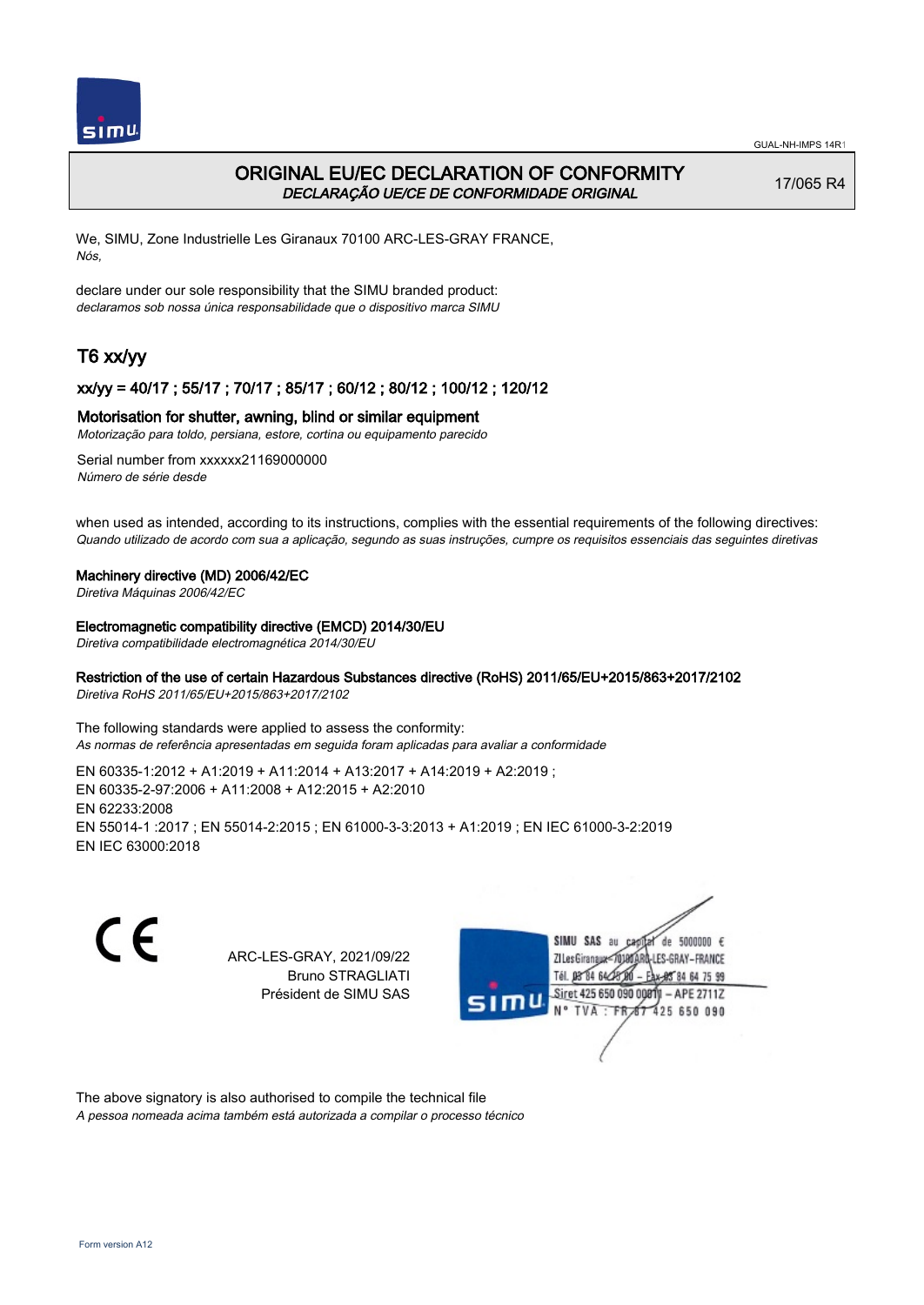GUAL-NH-IMPS 14R1

# ORIGINAL EU/EC DECLARATION OF CONFORMITY
*DECLARAÇÃO UE/CE DE CONFORMIDADE ORIGINAL*

17/065 R4

We, SIMU, Zone Industrielle Les Giranaux 70100 ARC-LES-GRAY FRANCE,
*Nós,*

declare under our sole responsibility that the SIMU branded product:
*declaramos sob nossa única responsabilidade que o dispositivo marca SIMU*

## T6 xx/yy

### xx/yy = 40/17 ; 55/17 ; 70/17 ; 85/17 ; 60/12 ; 80/12 ; 100/12 ; 120/12

### Motorisation for shutter, awning, blind or similar equipment
*Motorização para toldo, persiana, estore, cortina ou equipamento parecido*

Serial number from xxxxxx21169000000
*Número de série desde*

when used as intended, according to its instructions, complies with the essential requirements of the following directives:
*Quando utilizado de acordo com sua a aplicação, segundo as suas instruções, cumpre os requisitos essenciais das seguintes diretivas*

**Machinery directive (MD) 2006/42/EC**
*Diretiva Máquinas 2006/42/EC*

**Electromagnetic compatibility directive (EMCD) 2014/30/EU**
*Diretiva compatibilidade electromagnética 2014/30/EU*

**Restriction of the use of certain Hazardous Substances directive (RoHS) 2011/65/EU+2015/863+2017/2102**
*Diretiva RoHS 2011/65/EU+2015/863+2017/2102*

The following standards were applied to assess the conformity:
*As normas de referência apresentadas em seguida foram aplicadas para avaliar a conformidade*

EN 60335-1:2012 + A1:2019 + A11:2014 + A13:2017 + A14:2019 + A2:2019 ;
EN 60335-2-97:2006 + A11:2008 + A12:2015 + A2:2010
EN 62233:2008
EN 55014-1 :2017 ; EN 55014-2:2015 ; EN 61000-3-3:2013 + A1:2019 ; EN IEC 61000-3-2:2019
EN IEC 63000:2018

CE

ARC-LES-GRAY, 2021/09/22
Bruno STRAGLIATI
Président de SIMU SAS

SIMU SAS au capital de 5000000 €
ZI Les Giranaux 70100 ARC-LES-GRAY-FRANCE
Tél. 03 84 64 75 00 – Fax 03 84 64 75 99
Siret 425 650 090 00011 – APE 2711Z
N° TVA : FR 87 425 650 090

The above signatory is also authorised to compile the technical file
*A pessoa nomeada acima também está autorizada a compilar o processo técnico*

Form version A12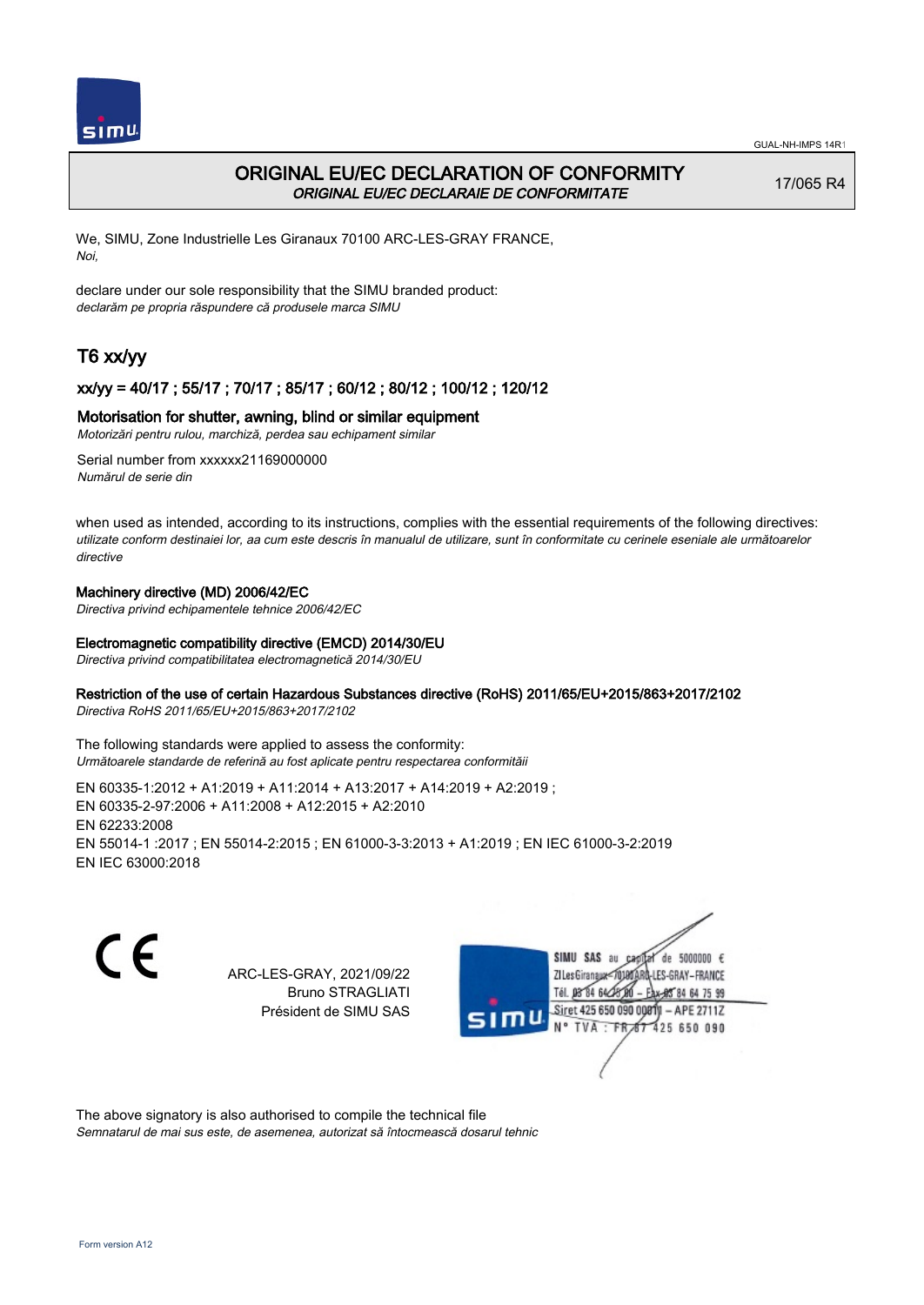# ORIGINAL EU/EC DECLARATION OF CONFORMITY

*ORIGINAL EU/EC DECLARAIE DE CONFORMITATE*

17/065 R4

We, SIMU, Zone Industrielle Les Giranaux 70100 ARC-LES-GRAY FRANCE,
*Noi,*

declare under our sole responsibility that the SIMU branded product:
*declarăm pe propria răspundere că produsele marca SIMU*

## T6 xx/yy

### xx/yy = 40/17 ; 55/17 ; 70/17 ; 85/17 ; 60/12 ; 80/12 ; 100/12 ; 120/12

### Motorisation for shutter, awning, blind or similar equipment

*Motorizări pentru rulou, marchiză, perdea sau echipament similar*

Serial number from xxxxxx21169000000
*Numărul de serie din*

when used as intended, according to its instructions, complies with the essential requirements of the following directives:
*utilizate conform destinaiei lor, aa cum este descris în manualul de utilizare, sunt în conformitate cu cerinele eseniale ale următoarelor directive*

**Machinery directive (MD) 2006/42/EC**
*Directiva privind echipamentele tehnice 2006/42/EC*

**Electromagnetic compatibility directive (EMCD) 2014/30/EU**
*Directiva privind compatibilitatea electromagnetică 2014/30/EU*

**Restriction of the use of certain Hazardous Substances directive (RoHS) 2011/65/EU+2015/863+2017/2102**
*Directiva RoHS 2011/65/EU+2015/863+2017/2102*

The following standards were applied to assess the conformity:
*Următoarele standarde de referină au fost aplicate pentru respectarea conformităii*

EN 60335-1:2012 + A1:2019 + A11:2014 + A13:2017 + A14:2019 + A2:2019 ;
EN 60335-2-97:2006 + A11:2008 + A12:2015 + A2:2010
EN 62233:2008
EN 55014-1 :2017 ; EN 55014-2:2015 ; EN 61000-3-3:2013 + A1:2019 ; EN IEC 61000-3-2:2019
EN IEC 63000:2018

ARC-LES-GRAY, 2021/09/22
Bruno STRAGLIATI
Président de SIMU SAS

SIMU SAS au capital de 5000000 €
ZI Les Giranaux 70100 ARC-LES-GRAY-FRANCE
Tél. 03 84 64 75 00 – Fax 03 84 64 75 99
Siret 425 650 090 00011 – APE 2711Z
N° TVA : FR 67 425 650 090

The above signatory is also authorised to compile the technical file
*Semnatarul de mai sus este, de asemenea, autorizat să întocmească dosarul tehnic*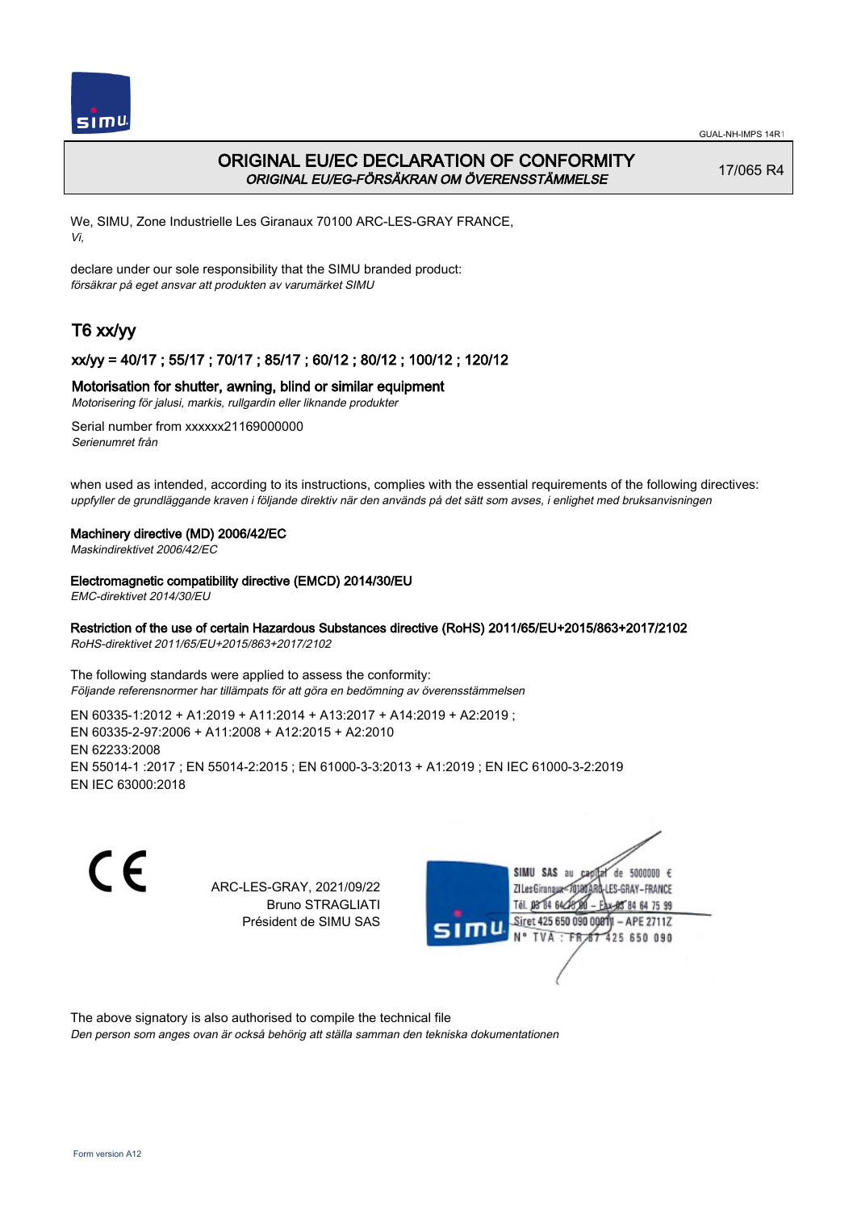# ORIGINAL EU/EC DECLARATION OF CONFORMITY

*ORIGINAL EU/EG-FÖRSÄKRAN OM ÖVERENSSTÄMMELSE*

17/065 R4

We, SIMU, Zone Industrielle Les Giranaux 70100 ARC-LES-GRAY FRANCE,
*Vi,*

declare under our sole responsibility that the SIMU branded product:
*försäkrar på eget ansvar att produkten av varumärket SIMU*

## T6 xx/yy

### xx/yy = 40/17 ; 55/17 ; 70/17 ; 85/17 ; 60/12 ; 80/12 ; 100/12 ; 120/12

### Motorisation for shutter, awning, blind or similar equipment

*Motorisering för jalusi, markis, rullgardin eller liknande produkter*

Serial number from xxxxxx21169000000
*Serienumret från*

when used as intended, according to its instructions, complies with the essential requirements of the following directives:
*uppfyller de grundläggande kraven i följande direktiv när den används på det sätt som avses, i enlighet med bruksanvisningen*

**Machinery directive (MD) 2006/42/EC**
*Maskindirektivet 2006/42/EC*

**Electromagnetic compatibility directive (EMCD) 2014/30/EU**
*EMC-direktivet 2014/30/EU*

**Restriction of the use of certain Hazardous Substances directive (RoHS) 2011/65/EU+2015/863+2017/2102**
*RoHS-direktivet 2011/65/EU+2015/863+2017/2102*

The following standards were applied to assess the conformity:
*Följande referensnormer har tillämpats för att göra en bedömning av överensstämmelsen*

EN 60335-1:2012 + A1:2019 + A11:2014 + A13:2017 + A14:2019 + A2:2019 ;
EN 60335-2-97:2006 + A11:2008 + A12:2015 + A2:2010
EN 62233:2008
EN 55014-1 :2017 ; EN 55014-2:2015 ; EN 61000-3-3:2013 + A1:2019 ; EN IEC 61000-3-2:2019
EN IEC 63000:2018

CE

ARC-LES-GRAY, 2021/09/22
Bruno STRAGLIATI
Président de SIMU SAS

SIMU SAS au capital de 5000000 €
ZI Les Giranaux 70100 ARC-LES-GRAY-FRANCE
Tél. 03 84 64 78 00 – Fax 03 84 64 75 99
Siret 425 650 090 00011 – APE 2711Z
N° TVA : FR 87 425 650 090

The above signatory is also authorised to compile the technical file
*Den person som anges ovan är också behörig att ställa samman den tekniska dokumentationen*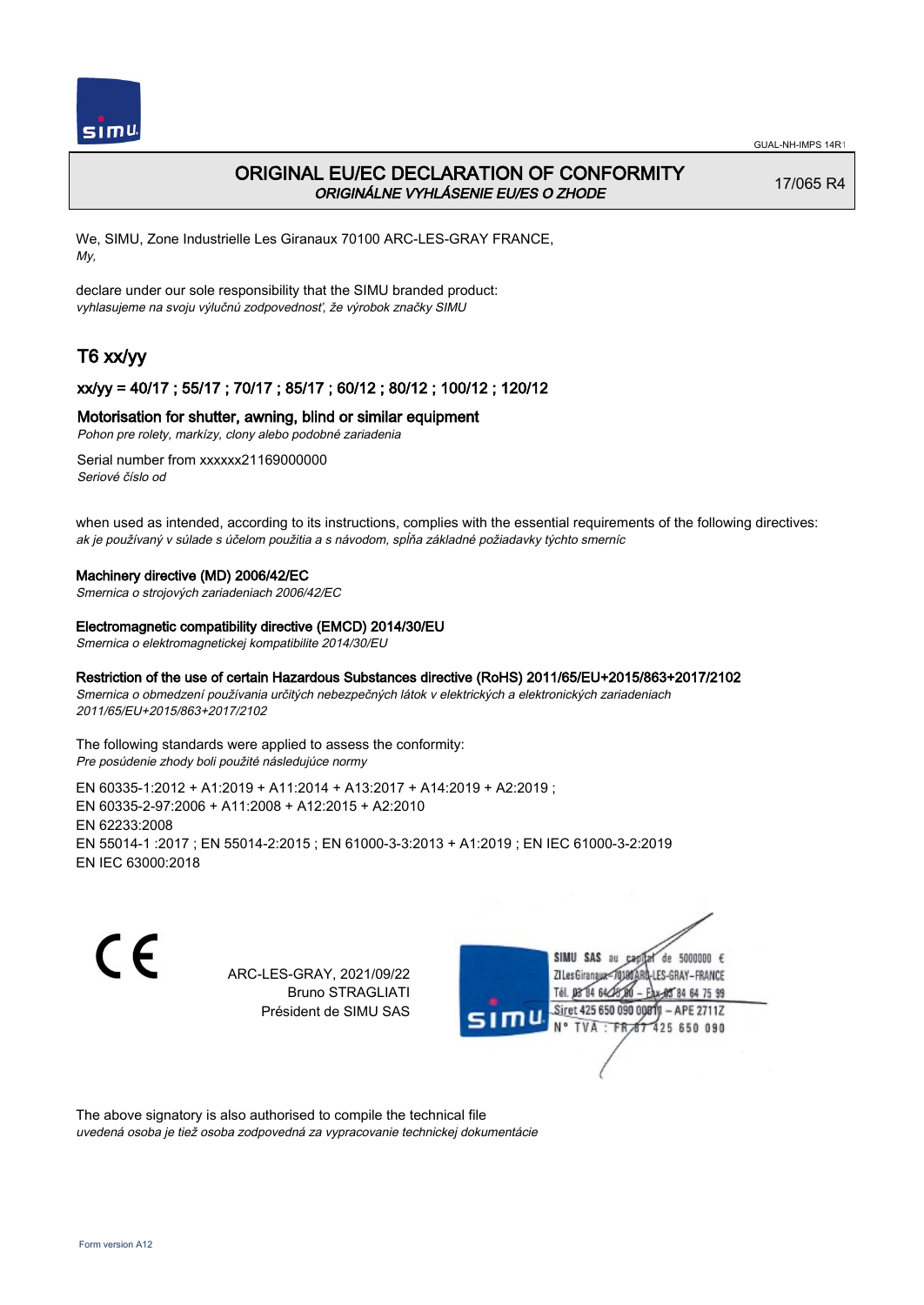# ORIGINAL EU/EC DECLARATION OF CONFORMITY

*ORIGINÁLNE VYHLÁSENIE EU/ES O ZHODE*

17/065 R4

We, SIMU, Zone Industrielle Les Giranaux 70100 ARC-LES-GRAY FRANCE,
*My,*

declare under our sole responsibility that the SIMU branded product:
*vyhlasujeme na svoju výlučnú zodpovednosť, že výrobok značky SIMU*

## T6 xx/yy

### xx/yy = 40/17 ; 55/17 ; 70/17 ; 85/17 ; 60/12 ; 80/12 ; 100/12 ; 120/12

### Motorisation for shutter, awning, blind or similar equipment

*Pohon pre rolety, markízy, clony alebo podobné zariadenia*

Serial number from xxxxxx21169000000
*Seriové číslo od*

when used as intended, according to its instructions, complies with the essential requirements of the following directives:
*ak je používaný v súlade s účelom použitia a s návodom, spĺňa základné požiadavky týchto smerníc*

**Machinery directive (MD) 2006/42/EC**
*Smernica o strojových zariadeniach 2006/42/EC*

**Electromagnetic compatibility directive (EMCD) 2014/30/EU**
*Smernica o elektromagnetickej kompatibilite 2014/30/EU*

**Restriction of the use of certain Hazardous Substances directive (RoHS) 2011/65/EU+2015/863+2017/2102**
*Smernica o obmedzení používania určitých nebezpečných látok v elektrických a elektronických zariadeniach 2011/65/EU+2015/863+2017/2102*

The following standards were applied to assess the conformity:
*Pre posúdenie zhody boli použité následujúce normy*

EN 60335-1:2012 + A1:2019 + A11:2014 + A13:2017 + A14:2019 + A2:2019 ;
EN 60335-2-97:2006 + A11:2008 + A12:2015 + A2:2010
EN 62233:2008
EN 55014-1 :2017 ; EN 55014-2:2015 ; EN 61000-3-3:2013 + A1:2019 ; EN IEC 61000-3-2:2019
EN IEC 63000:2018

CE

ARC-LES-GRAY, 2021/09/22
Bruno STRAGLIATI
Président de SIMU SAS

SIMU SAS au capital de 5000000 €
ZI Les Giranaux 70100 ARC-LES-GRAY-FRANCE
Tél. 03 84 64 75 00 – Fax 03 84 64 75 99
Siret 425 650 090 00011 – APE 2711Z
N° TVA : FR 87 425 650 090

The above signatory is also authorised to compile the technical file
*uvedená osoba je tiež osoba zodpovedná za vypracovanie technickej dokumentácie*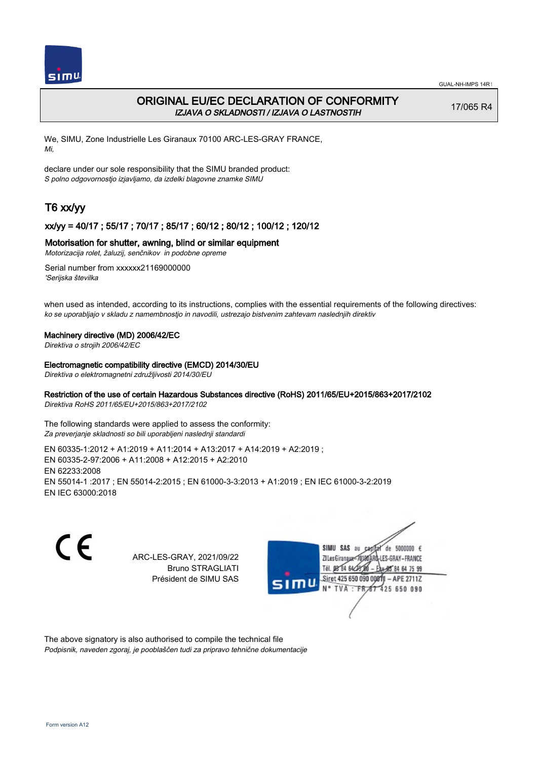# ORIGINAL EU/EC DECLARATION OF CONFORMITY

*IZJAVA O SKLADNOSTI / IZJAVA O LASTNOSTIH*

17/065 R4

We, SIMU, Zone Industrielle Les Giranaux 70100 ARC-LES-GRAY FRANCE,
*Mi,*

declare under our sole responsibility that the SIMU branded product:
*S polno odgovornostjo izjavljamo, da izdelki blagovne znamke SIMU*

## T6 xx/yy

### xx/yy = 40/17 ; 55/17 ; 70/17 ; 85/17 ; 60/12 ; 80/12 ; 100/12 ; 120/12

### Motorisation for shutter, awning, blind or similar equipment

*Motorizacija rolet, žaluzij, senčnikov in podobne opreme*

Serial number from xxxxxx21169000000
*'Serijska številka*

when used as intended, according to its instructions, complies with the essential requirements of the following directives:
*ko se uporabljajo v skladu z namembnostjo in navodili, ustrezajo bistvenim zahtevam naslednjih direktiv*

**Machinery directive (MD) 2006/42/EC**
*Direktiva o strojih 2006/42/EC*

**Electromagnetic compatibility directive (EMCD) 2014/30/EU**
*Direktiva o elektromagnetni združljivosti 2014/30/EU*

**Restriction of the use of certain Hazardous Substances directive (RoHS) 2011/65/EU+2015/863+2017/2102**
*Direktiva RoHS 2011/65/EU+2015/863+2017/2102*

The following standards were applied to assess the conformity:
*Za preverjanje skladnosti so bili uporabljeni naslednji standardi*

EN 60335-1:2012 + A1:2019 + A11:2014 + A13:2017 + A14:2019 + A2:2019 ;
EN 60335-2-97:2006 + A11:2008 + A12:2015 + A2:2010
EN 62233:2008
EN 55014-1 :2017 ; EN 55014-2:2015 ; EN 61000-3-3:2013 + A1:2019 ; EN IEC 61000-3-2:2019
EN IEC 63000:2018

CE

ARC-LES-GRAY, 2021/09/22
Bruno STRAGLIATI
Président de SIMU SAS

SIMU SAS au capital de 5000000 €
ZI Les Giranaux 70100 ARC-LES-GRAY-FRANCE
Tél. 03 84 64 75 00 – Fax 03 84 64 75 99
Siret 425 650 090 00011 – APE 2711Z
N° TVA : FR 87 425 650 090

The above signatory is also authorised to compile the technical file
*Podpisnik, naveden zgoraj, je pooblaščen tudi za pripravo tehnične dokumentacije*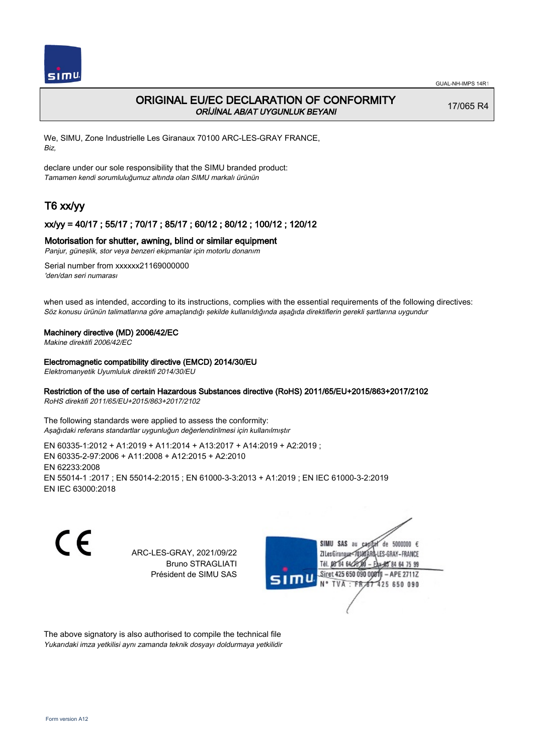# ORIGINAL EU/EC DECLARATION OF CONFORMITY

*ORİJİNAL AB/AT UYGUNLUK BEYANI*

17/065 R4

We, SIMU, Zone Industrielle Les Giranaux 70100 ARC-LES-GRAY FRANCE,
*Biz,*

declare under our sole responsibility that the SIMU branded product:
*Tamamen kendi sorumluluğumuz altında olan SIMU markalı ürünün*

## T6 xx/yy

### xx/yy = 40/17 ; 55/17 ; 70/17 ; 85/17 ; 60/12 ; 80/12 ; 100/12 ; 120/12

### Motorisation for shutter, awning, blind or similar equipment

*Panjur, güneşlik, stor veya benzeri ekipmanlar için motorlu donanım*

Serial number from xxxxxx21169000000
*'den/dan seri numarası*

when used as intended, according to its instructions, complies with the essential requirements of the following directives:
*Söz konusu ürünün talimatlarına göre amaçlandığı şekilde kullanıldığında aşağıda direktiflerin gerekli şartlarına uygundur*

**Machinery directive (MD) 2006/42/EC**
*Makine direktifi 2006/42/EC*

**Electromagnetic compatibility directive (EMCD) 2014/30/EU**
*Elektromanyetik Uyumluluk direktifi 2014/30/EU*

**Restriction of the use of certain Hazardous Substances directive (RoHS) 2011/65/EU+2015/863+2017/2102**
*RoHS direktifi 2011/65/EU+2015/863+2017/2102*

The following standards were applied to assess the conformity:
*Aşağıdaki referans standartlar uygunluğun değerlendirilmesi için kullanılmıştır*

EN 60335-1:2012 + A1:2019 + A11:2014 + A13:2017 + A14:2019 + A2:2019 ;
EN 60335-2-97:2006 + A11:2008 + A12:2015 + A2:2010
EN 62233:2008
EN 55014-1 :2017 ; EN 55014-2:2015 ; EN 61000-3-3:2013 + A1:2019 ; EN IEC 61000-3-2:2019
EN IEC 63000:2018

ARC-LES-GRAY, 2021/09/22
Bruno STRAGLIATI
Président de SIMU SAS

SIMU SAS au capital de 5000000 €
ZI Les Giranaux 70100 ARC-LES-GRAY-FRANCE
Tél. 03 84 64 75 00 – Fax 03 84 64 75 99
Siret 425 650 090 00011 – APE 2711Z
N° TVA : FR 87 425 650 090

The above signatory is also authorised to compile the technical file
*Yukarıdaki imza yetkilisi aynı zamanda teknik dosyayı doldurmaya yetkilidir*